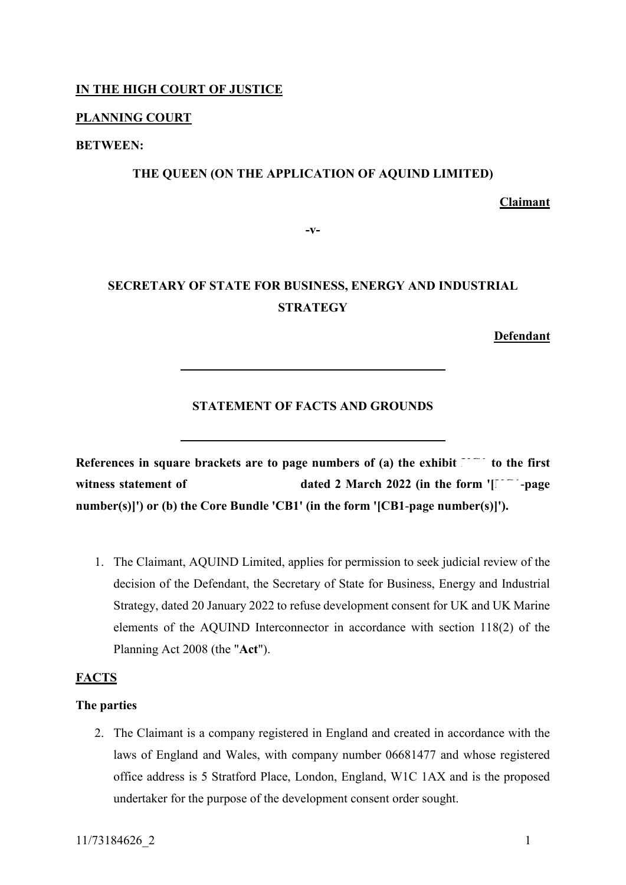**IN THE HIGH COURT OF JUSTICE**

**PLANNING COURT**

**BETWEEN:**

**THE QUEEN (ON THE APPLICATION OF AQUIND LIMITED)**

**Claimant**

**-v-**

**SECRETARY OF STATE FOR BUSINESS, ENERGY AND INDUSTRIAL STRATEGY**

**Defendant**

---

**STATEMENT OF FACTS AND GROUNDS**

---

**References in square brackets are to page numbers of (a) the exhibit to the first witness statement of dated 2 March 2022 (in the form '[ -page number(s)]') or (b) the Core Bundle 'CB1' (in the form '[CB1-page number(s)]').**

1. The Claimant, AQUIND Limited, applies for permission to seek judicial review of the decision of the Defendant, the Secretary of State for Business, Energy and Industrial Strategy, dated 20 January 2022 to refuse development consent for UK and UK Marine elements of the AQUIND Interconnector in accordance with section 118(2) of the Planning Act 2008 (the "**Act**").

## FACTS

### The parties

2. The Claimant is a company registered in England and created in accordance with the laws of England and Wales, with company number 06681477 and whose registered office address is 5 Stratford Place, London, England, W1C 1AX and is the proposed undertaker for the purpose of the development consent order sought.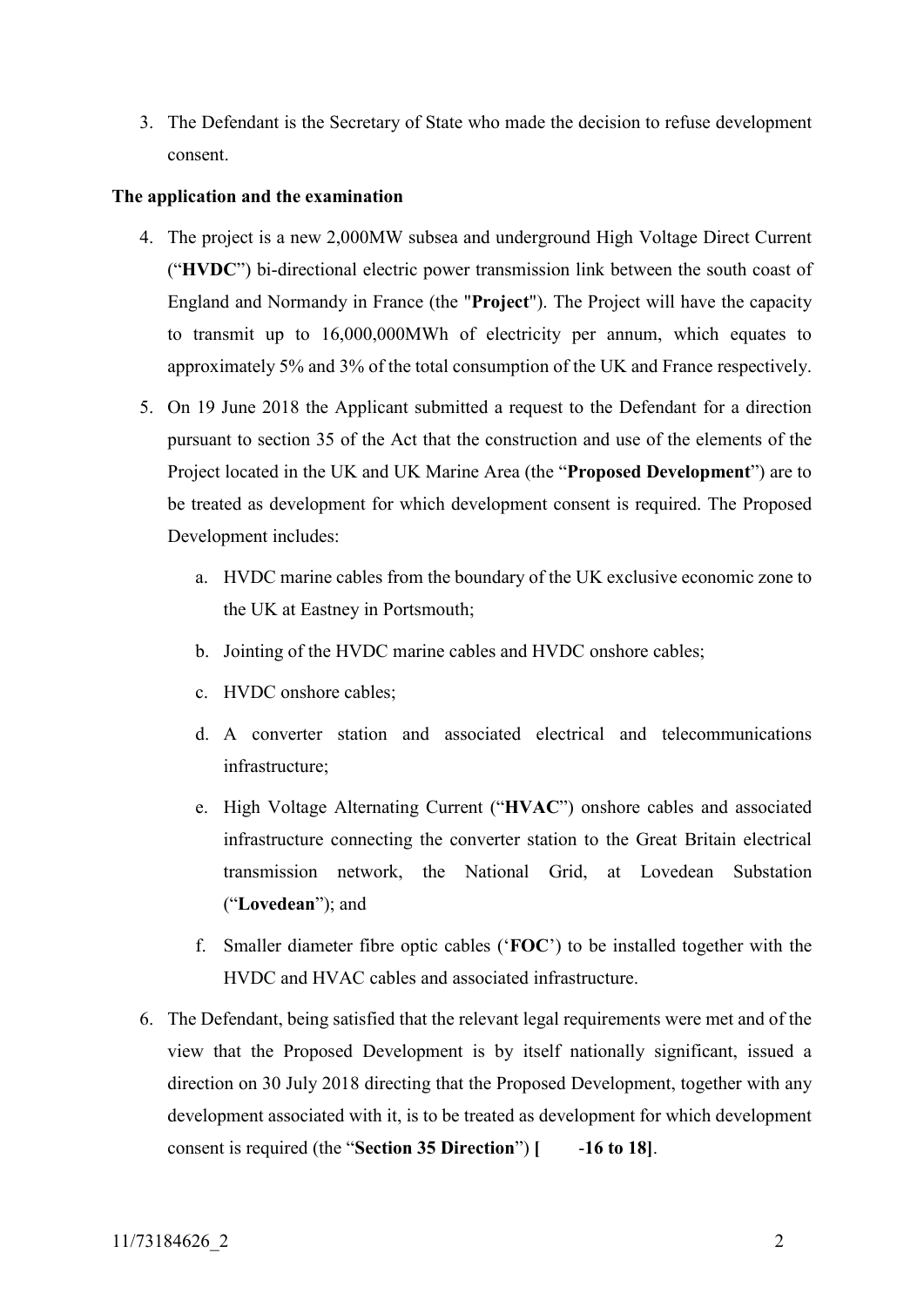3. The Defendant is the Secretary of State who made the decision to refuse development consent.

**The application and the examination**

4. The project is a new 2,000MW subsea and underground High Voltage Direct Current ("**HVDC**") bi-directional electric power transmission link between the south coast of England and Normandy in France (the "**Project**"). The Project will have the capacity to transmit up to 16,000,000MWh of electricity per annum, which equates to approximately 5% and 3% of the total consumption of the UK and France respectively.

5. On 19 June 2018 the Applicant submitted a request to the Defendant for a direction pursuant to section 35 of the Act that the construction and use of the elements of the Project located in the UK and UK Marine Area (the "**Proposed Development**") are to be treated as development for which development consent is required. The Proposed Development includes:

   a. HVDC marine cables from the boundary of the UK exclusive economic zone to the UK at Eastney in Portsmouth;

   b. Jointing of the HVDC marine cables and HVDC onshore cables;

   c. HVDC onshore cables;

   d. A converter station and associated electrical and telecommunications infrastructure;

   e. High Voltage Alternating Current ("**HVAC**") onshore cables and associated infrastructure connecting the converter station to the Great Britain electrical transmission network, the National Grid, at Lovedean Substation ("**Lovedean**"); and

   f. Smaller diameter fibre optic cables ('**FOC**') to be installed together with the HVDC and HVAC cables and associated infrastructure.

6. The Defendant, being satisfied that the relevant legal requirements were met and of the view that the Proposed Development is by itself nationally significant, issued a direction on 30 July 2018 directing that the Proposed Development, together with any development associated with it, is to be treated as development for which development consent is required (the "**Section 35 Direction**") **[ -16 to 18]**.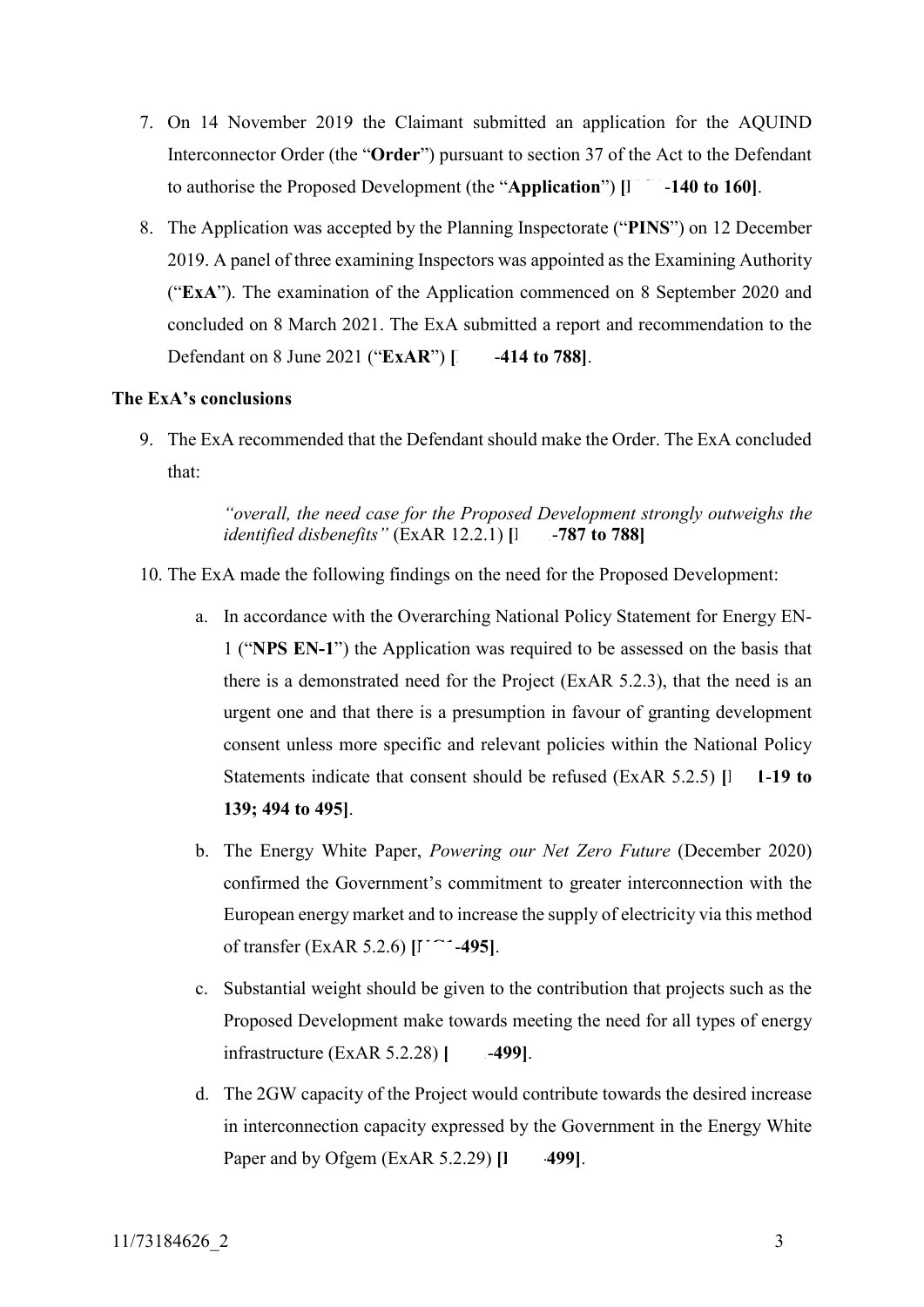7. On 14 November 2019 the Claimant submitted an application for the AQUIND Interconnector Order (the "**Order**") pursuant to section 37 of the Act to the Defendant to authorise the Proposed Development (the "**Application**") **[I -140 to 160]**.

8. The Application was accepted by the Planning Inspectorate ("**PINS**") on 12 December 2019. A panel of three examining Inspectors was appointed as the Examining Authority ("**ExA**"). The examination of the Application commenced on 8 September 2020 and concluded on 8 March 2021. The ExA submitted a report and recommendation to the Defendant on 8 June 2021 ("**ExAR**") **[ -414 to 788]**.

**The ExA's conclusions**

9. The ExA recommended that the Defendant should make the Order. The ExA concluded that:

   > *"overall, the need case for the Proposed Development strongly outweighs the identified disbenefits"* (ExAR 12.2.1) **[I -787 to 788]**

10. The ExA made the following findings on the need for the Proposed Development:

    a. In accordance with the Overarching National Policy Statement for Energy EN-1 ("**NPS EN-1**") the Application was required to be assessed on the basis that there is a demonstrated need for the Project (ExAR 5.2.3), that the need is an urgent one and that there is a presumption in favour of granting development consent unless more specific and relevant policies within the National Policy Statements indicate that consent should be refused (ExAR 5.2.5) **[I 1-19 to 139; 494 to 495]**.

    b. The Energy White Paper, *Powering our Net Zero Future* (December 2020) confirmed the Government's commitment to greater interconnection with the European energy market and to increase the supply of electricity via this method of transfer (ExAR 5.2.6) **[I -495]**.

    c. Substantial weight should be given to the contribution that projects such as the Proposed Development make towards meeting the need for all types of energy infrastructure (ExAR 5.2.28) **[ -499]**.

    d. The 2GW capacity of the Project would contribute towards the desired increase in interconnection capacity expressed by the Government in the Energy White Paper and by Ofgem (ExAR 5.2.29) **[I -499]**.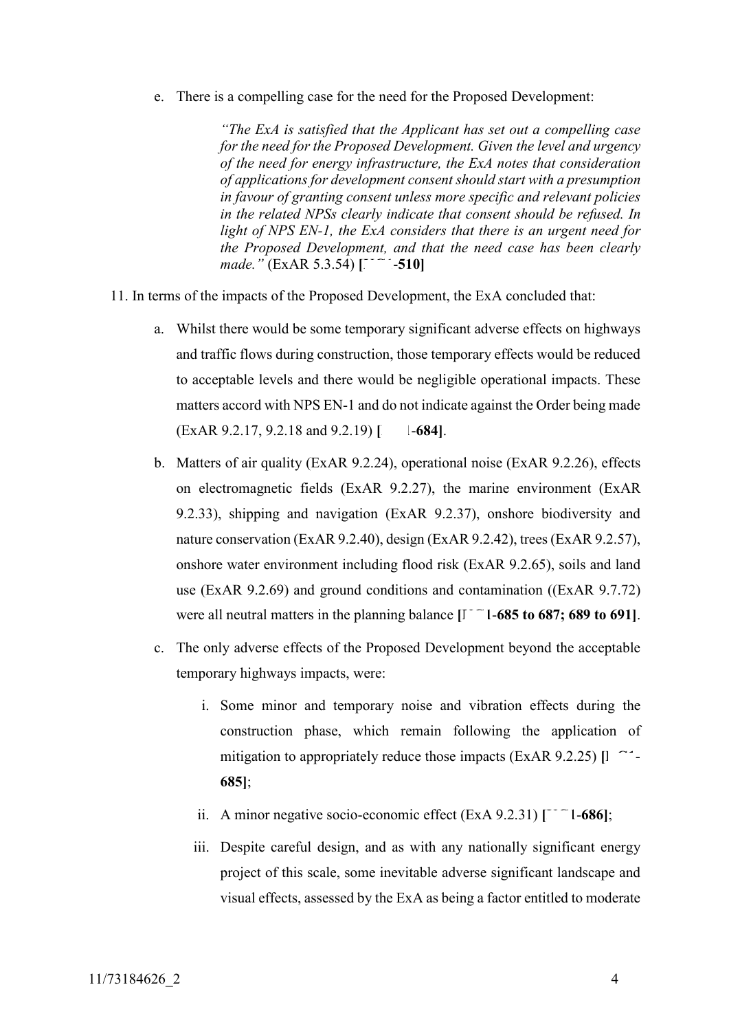e. There is a compelling case for the need for the Proposed Development:

> *"The ExA is satisfied that the Applicant has set out a compelling case for the need for the Proposed Development. Given the level and urgency of the need for energy infrastructure, the ExA notes that consideration of applications for development consent should start with a presumption in favour of granting consent unless more specific and relevant policies in the related NPSs clearly indicate that consent should be refused. In light of NPS EN-1, the ExA considers that there is an urgent need for the Proposed Development, and that the need case has been clearly made."* (ExAR 5.3.54) **[ -510]**

11. In terms of the impacts of the Proposed Development, the ExA concluded that:

    a. Whilst there would be some temporary significant adverse effects on highways and traffic flows during construction, those temporary effects would be reduced to acceptable levels and there would be negligible operational impacts. These matters accord with NPS EN-1 and do not indicate against the Order being made (ExAR 9.2.17, 9.2.18 and 9.2.19) **[ -684]**.

    b. Matters of air quality (ExAR 9.2.24), operational noise (ExAR 9.2.26), effects on electromagnetic fields (ExAR 9.2.27), the marine environment (ExAR 9.2.33), shipping and navigation (ExAR 9.2.37), onshore biodiversity and nature conservation (ExAR 9.2.40), design (ExAR 9.2.42), trees (ExAR 9.2.57), onshore water environment including flood risk (ExAR 9.2.65), soils and land use (ExAR 9.2.69) and ground conditions and contamination ((ExAR 9.7.72) were all neutral matters in the planning balance **[ -685 to 687; 689 to 691]**.

    c. The only adverse effects of the Proposed Development beyond the acceptable temporary highways impacts, were:

        i. Some minor and temporary noise and vibration effects during the construction phase, which remain following the application of mitigation to appropriately reduce those impacts (ExAR 9.2.25) **[ -685]**;

        ii. A minor negative socio-economic effect (ExA 9.2.31) **[ -686]**;

        iii. Despite careful design, and as with any nationally significant energy project of this scale, some inevitable adverse significant landscape and visual effects, assessed by the ExA as being a factor entitled to moderate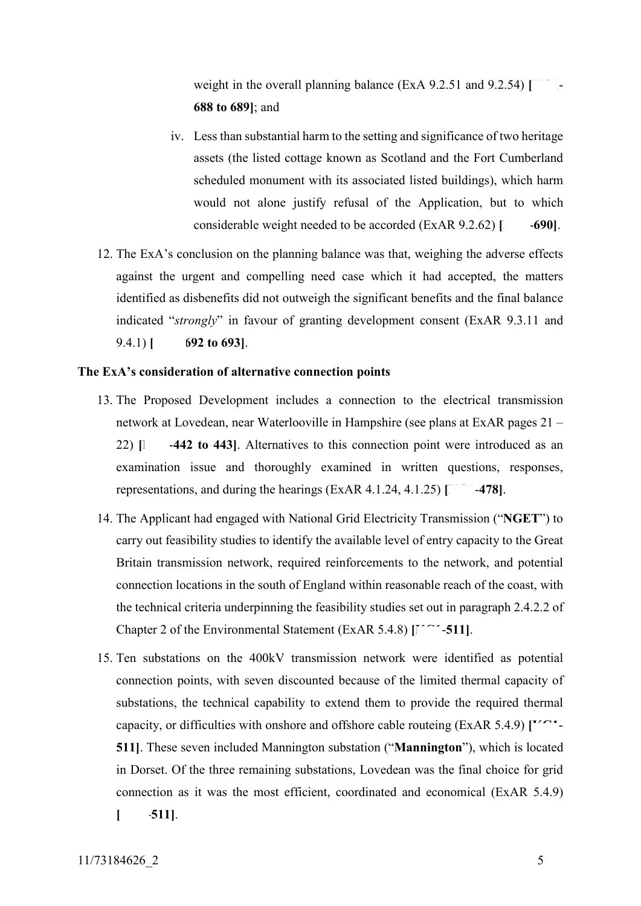weight in the overall planning balance (ExA 9.2.51 and 9.2.54) **[ -688 to 689]**; and

iv. Less than substantial harm to the setting and significance of two heritage assets (the listed cottage known as Scotland and the Fort Cumberland scheduled monument with its associated listed buildings), which harm would not alone justify refusal of the Application, but to which considerable weight needed to be accorded (ExAR 9.2.62) **[ -690]**.

12. The ExA's conclusion on the planning balance was that, weighing the adverse effects against the urgent and compelling need case which it had accepted, the matters identified as disbenefits did not outweigh the significant benefits and the final balance indicated "*strongly*" in favour of granting development consent (ExAR 9.3.11 and 9.4.1) **[ 692 to 693]**.

**The ExA's consideration of alternative connection points**

13. The Proposed Development includes a connection to the electrical transmission network at Lovedean, near Waterlooville in Hampshire (see plans at ExAR pages 21 – 22) **[ -442 to 443]**. Alternatives to this connection point were introduced as an examination issue and thoroughly examined in written questions, responses, representations, and during the hearings (ExAR 4.1.24, 4.1.25) **[ -478]**.

14. The Applicant had engaged with National Grid Electricity Transmission ("**NGET**") to carry out feasibility studies to identify the available level of entry capacity to the Great Britain transmission network, required reinforcements to the network, and potential connection locations in the south of England within reasonable reach of the coast, with the technical criteria underpinning the feasibility studies set out in paragraph 2.4.2.2 of Chapter 2 of the Environmental Statement (ExAR 5.4.8) **[ -511]**.

15. Ten substations on the 400kV transmission network were identified as potential connection points, with seven discounted because of the limited thermal capacity of substations, the technical capability to extend them to provide the required thermal capacity, or difficulties with onshore and offshore cable routeing (ExAR 5.4.9) **[ -511]**. These seven included Mannington substation ("**Mannington**"), which is located in Dorset. Of the three remaining substations, Lovedean was the final choice for grid connection as it was the most efficient, coordinated and economical (ExAR 5.4.9) **[ -511]**.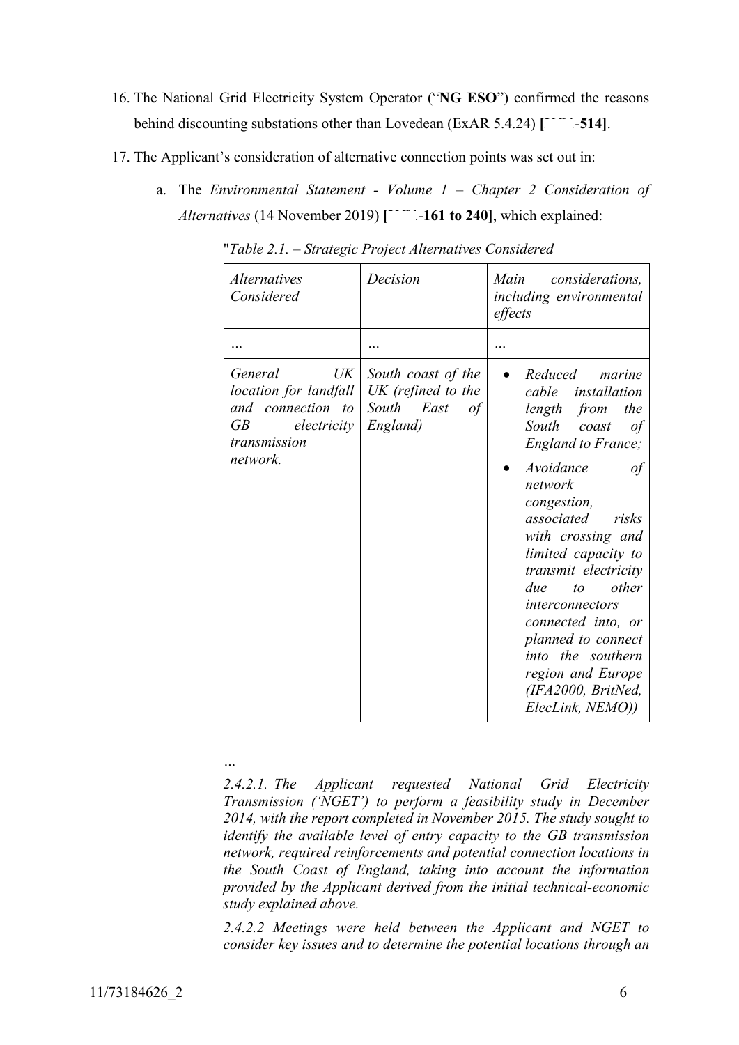16. The National Grid Electricity System Operator ("**NG ESO**") confirmed the reasons behind discounting substations other than Lovedean (ExAR 5.4.24) **[ -514]**.

17. The Applicant's consideration of alternative connection points was set out in:

    a. The *Environmental Statement - Volume 1 – Chapter 2 Consideration of Alternatives* (14 November 2019) **[ -161 to 240]**, which explained:

"*Table 2.1. – Strategic Project Alternatives Considered*

| *Alternatives Considered* | *Decision* | *Main considerations, including environmental effects* |
|---|---|---|
| *…* | *…* | *…* |
| *General UK location for landfall and connection to GB electricity transmission network.* | *South coast of the UK (refined to the South East of England)* | • *Reduced marine cable installation length from the South coast of England to France;* <br> • *Avoidance of network congestion, associated risks with crossing and limited capacity to transmit electricity due to other interconnectors connected into, or planned to connect into the southern region and Europe (IFA2000, BritNed, ElecLink, NEMO))* |

*…*

*2.4.2.1. The Applicant requested National Grid Electricity Transmission ('NGET') to perform a feasibility study in December 2014, with the report completed in November 2015. The study sought to identify the available level of entry capacity to the GB transmission network, required reinforcements and potential connection locations in the South Coast of England, taking into account the information provided by the Applicant derived from the initial technical-economic study explained above.*

*2.4.2.2 Meetings were held between the Applicant and NGET to consider key issues and to determine the potential locations through an*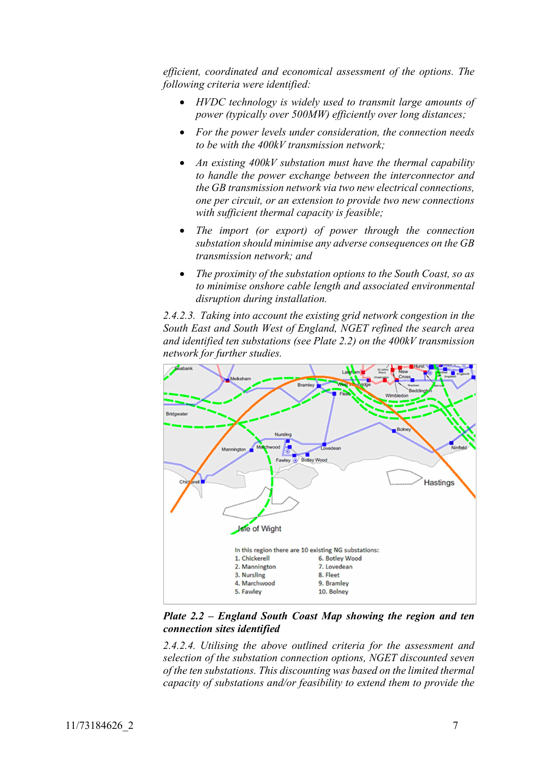*efficient, coordinated and economical assessment of the options. The following criteria were identified:*

- *HVDC technology is widely used to transmit large amounts of power (typically over 500MW) efficiently over long distances;*
- *For the power levels under consideration, the connection needs to be with the 400kV transmission network;*
- *An existing 400kV substation must have the thermal capability to handle the power exchange between the interconnector and the GB transmission network via two new electrical connections, one per circuit, or an extension to provide two new connections with sufficient thermal capacity is feasible;*
- *The import (or export) of power through the connection substation should minimise any adverse consequences on the GB transmission network; and*
- *The proximity of the substation options to the South Coast, so as to minimise onshore cable length and associated environmental disruption during installation.*

*2.4.2.3. Taking into account the existing grid network congestion in the South East and South West of England, NGET refined the search area and identified ten substations (see Plate 2.2) on the 400kV transmission network for further studies.*

In this region there are 10 existing NG substations:

1. Chickerell
2. Mannington
3. Nursling
4. Marchwood
5. Fawley
6. Botley Wood
7. Lovedean
8. Fleet
9. Bramley
10. Bolney

***Plate 2.2 – England South Coast Map showing the region and ten connection sites identified***

*2.4.2.4. Utilising the above outlined criteria for the assessment and selection of the substation connection options, NGET discounted seven of the ten substations. This discounting was based on the limited thermal capacity of substations and/or feasibility to extend them to provide the*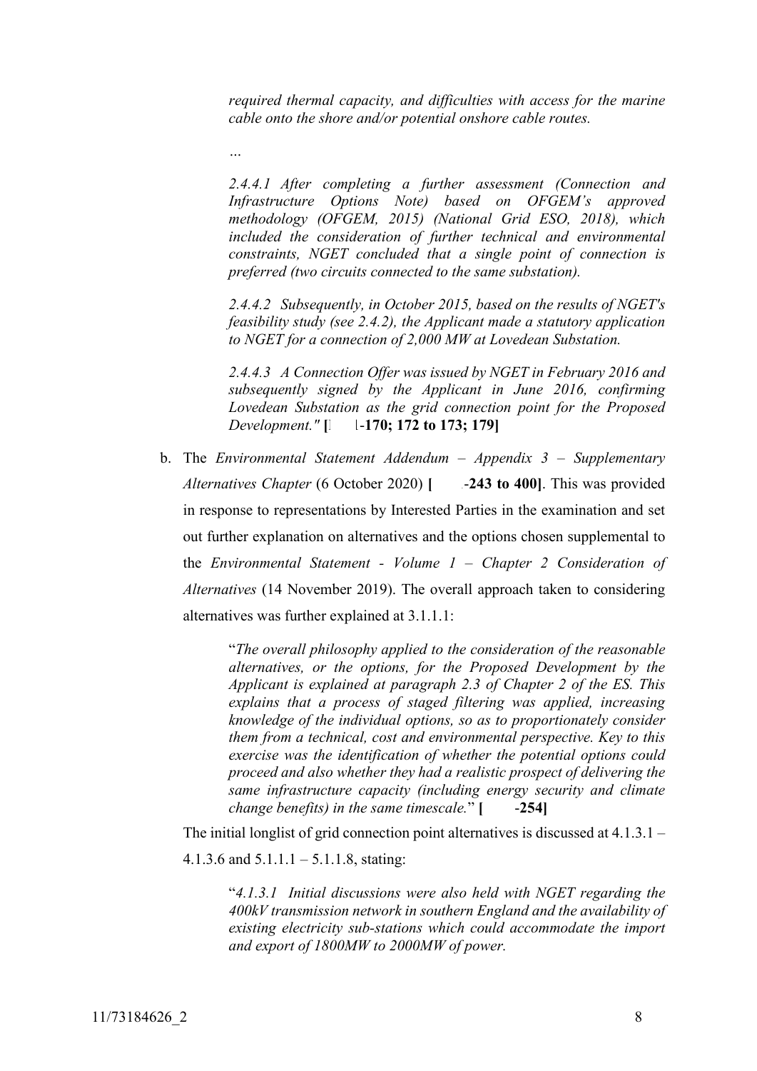*required thermal capacity, and difficulties with access for the marine cable onto the shore and/or potential onshore cable routes.*

*…*

*2.4.4.1 After completing a further assessment (Connection and Infrastructure Options Note) based on OFGEM's approved methodology (OFGEM, 2015) (National Grid ESO, 2018), which included the consideration of further technical and environmental constraints, NGET concluded that a single point of connection is preferred (two circuits connected to the same substation).*

*2.4.4.2 Subsequently, in October 2015, based on the results of NGET's feasibility study (see 2.4.2), the Applicant made a statutory application to NGET for a connection of 2,000 MW at Lovedean Substation.*

*2.4.4.3 A Connection Offer was issued by NGET in February 2016 and subsequently signed by the Applicant in June 2016, confirming Lovedean Substation as the grid connection point for the Proposed Development."* **[ 1-170; 172 to 173; 179]**

b. The *Environmental Statement Addendum – Appendix 3 – Supplementary Alternatives Chapter* (6 October 2020) **[ -243 to 400]**. This was provided in response to representations by Interested Parties in the examination and set out further explanation on alternatives and the options chosen supplemental to the *Environmental Statement - Volume 1 – Chapter 2 Consideration of Alternatives* (14 November 2019). The overall approach taken to considering alternatives was further explained at 3.1.1.1:

"*The overall philosophy applied to the consideration of the reasonable alternatives, or the options, for the Proposed Development by the Applicant is explained at paragraph 2.3 of Chapter 2 of the ES. This explains that a process of staged filtering was applied, increasing knowledge of the individual options, so as to proportionately consider them from a technical, cost and environmental perspective. Key to this exercise was the identification of whether the potential options could proceed and also whether they had a realistic prospect of delivering the same infrastructure capacity (including energy security and climate change benefits) in the same timescale.*" **[ -254]**

The initial longlist of grid connection point alternatives is discussed at 4.1.3.1 – 4.1.3.6 and 5.1.1.1 – 5.1.1.8, stating:

"*4.1.3.1 Initial discussions were also held with NGET regarding the 400kV transmission network in southern England and the availability of existing electricity sub-stations which could accommodate the import and export of 1800MW to 2000MW of power.*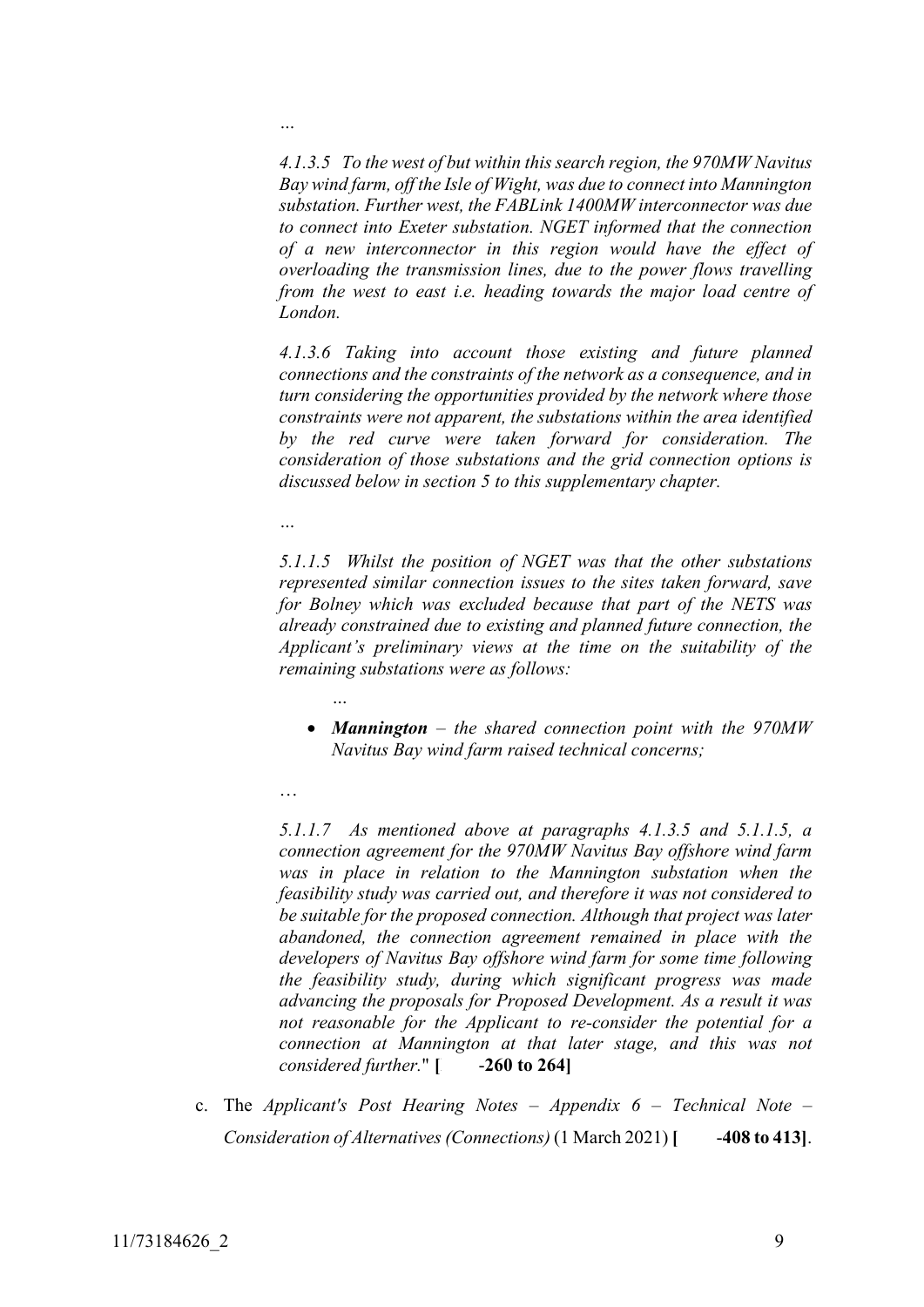*…*

*4.1.3.5 To the west of but within this search region, the 970MW Navitus Bay wind farm, off the Isle of Wight, was due to connect into Mannington substation. Further west, the FABLink 1400MW interconnector was due to connect into Exeter substation. NGET informed that the connection of a new interconnector in this region would have the effect of overloading the transmission lines, due to the power flows travelling from the west to east i.e. heading towards the major load centre of London.*

*4.1.3.6 Taking into account those existing and future planned connections and the constraints of the network as a consequence, and in turn considering the opportunities provided by the network where those constraints were not apparent, the substations within the area identified by the red curve were taken forward for consideration. The consideration of those substations and the grid connection options is discussed below in section 5 to this supplementary chapter.*

*…*

*5.1.1.5 Whilst the position of NGET was that the other substations represented similar connection issues to the sites taken forward, save for Bolney which was excluded because that part of the NETS was already constrained due to existing and planned future connection, the Applicant's preliminary views at the time on the suitability of the remaining substations were as follows:*

*…*

- ***Mannington** – the shared connection point with the 970MW Navitus Bay wind farm raised technical concerns;*

…

*5.1.1.7 As mentioned above at paragraphs 4.1.3.5 and 5.1.1.5, a connection agreement for the 970MW Navitus Bay offshore wind farm was in place in relation to the Mannington substation when the feasibility study was carried out, and therefore it was not considered to be suitable for the proposed connection. Although that project was later abandoned, the connection agreement remained in place with the developers of Navitus Bay offshore wind farm for some time following the feasibility study, during which significant progress was made advancing the proposals for Proposed Development. As a result it was not reasonable for the Applicant to re-consider the potential for a connection at Mannington at that later stage, and this was not considered further.*" **[ -260 to 264]**

c. The *Applicant's Post Hearing Notes – Appendix 6 – Technical Note – Consideration of Alternatives (Connections)* (1 March 2021) **[ -408 to 413]**.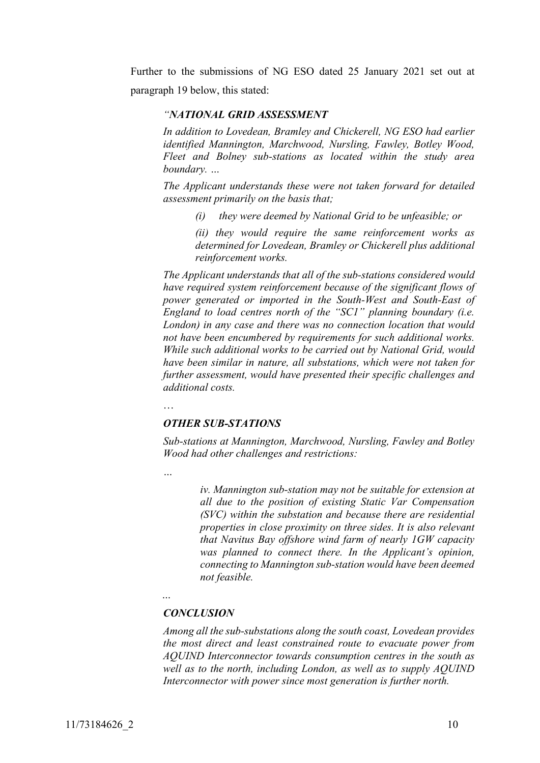Further to the submissions of NG ESO dated 25 January 2021 set out at paragraph 19 below, this stated:

> *"**NATIONAL GRID ASSESSMENT***
>
> *In addition to Lovedean, Bramley and Chickerell, NG ESO had earlier identified Mannington, Marchwood, Nursling, Fawley, Botley Wood, Fleet and Bolney sub-stations as located within the study area boundary. …*
>
> *The Applicant understands these were not taken forward for detailed assessment primarily on the basis that;*
>
> > *(i) they were deemed by National Grid to be unfeasible; or*
> >
> > *(ii) they would require the same reinforcement works as determined for Lovedean, Bramley or Chickerell plus additional reinforcement works.*
>
> *The Applicant understands that all of the sub-stations considered would have required system reinforcement because of the significant flows of power generated or imported in the South-West and South-East of England to load centres north of the "SC1" planning boundary (i.e. London) in any case and there was no connection location that would not have been encumbered by requirements for such additional works. While such additional works to be carried out by National Grid, would have been similar in nature, all substations, which were not taken for further assessment, would have presented their specific challenges and additional costs.*
>
> *…*
>
> ***OTHER SUB-STATIONS***
>
> *Sub-stations at Mannington, Marchwood, Nursling, Fawley and Botley Wood had other challenges and restrictions:*
>
> *…*
>
> > *iv. Mannington sub-station may not be suitable for extension at all due to the position of existing Static Var Compensation (SVC) within the substation and because there are residential properties in close proximity on three sides. It is also relevant that Navitus Bay offshore wind farm of nearly 1GW capacity was planned to connect there. In the Applicant's opinion, connecting to Mannington sub-station would have been deemed not feasible.*
>
> *…*
>
> ***CONCLUSION***
>
> *Among all the sub-substations along the south coast, Lovedean provides the most direct and least constrained route to evacuate power from AQUIND Interconnector towards consumption centres in the south as well as to the north, including London, as well as to supply AQUIND Interconnector with power since most generation is further north.*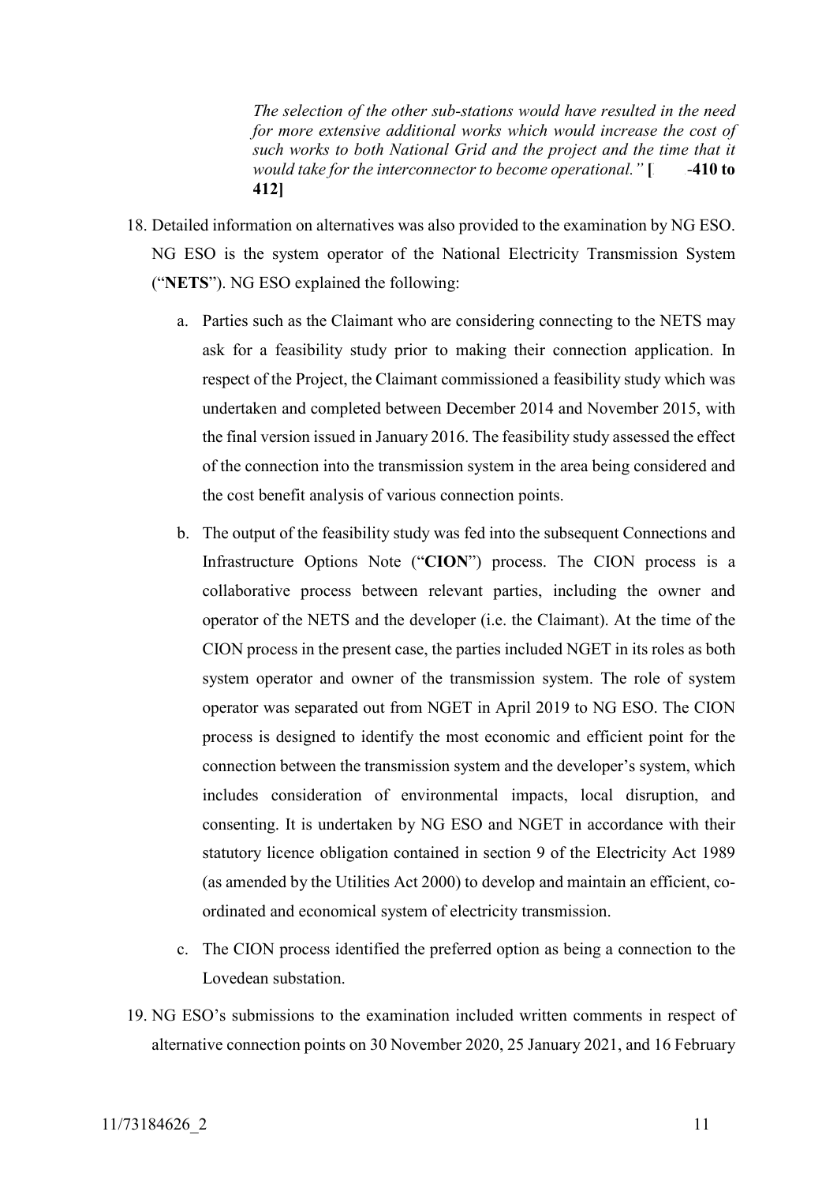> *The selection of the other sub-stations would have resulted in the need for more extensive additional works which would increase the cost of such works to both National Grid and the project and the time that it would take for the interconnector to become operational."* **[ -410 to 412]**

18. Detailed information on alternatives was also provided to the examination by NG ESO. NG ESO is the system operator of the National Electricity Transmission System ("**NETS**"). NG ESO explained the following:

    a. Parties such as the Claimant who are considering connecting to the NETS may ask for a feasibility study prior to making their connection application. In respect of the Project, the Claimant commissioned a feasibility study which was undertaken and completed between December 2014 and November 2015, with the final version issued in January 2016. The feasibility study assessed the effect of the connection into the transmission system in the area being considered and the cost benefit analysis of various connection points.

    b. The output of the feasibility study was fed into the subsequent Connections and Infrastructure Options Note ("**CION**") process. The CION process is a collaborative process between relevant parties, including the owner and operator of the NETS and the developer (i.e. the Claimant). At the time of the CION process in the present case, the parties included NGET in its roles as both system operator and owner of the transmission system. The role of system operator was separated out from NGET in April 2019 to NG ESO. The CION process is designed to identify the most economic and efficient point for the connection between the transmission system and the developer's system, which includes consideration of environmental impacts, local disruption, and consenting. It is undertaken by NG ESO and NGET in accordance with their statutory licence obligation contained in section 9 of the Electricity Act 1989 (as amended by the Utilities Act 2000) to develop and maintain an efficient, co-ordinated and economical system of electricity transmission.

    c. The CION process identified the preferred option as being a connection to the Lovedean substation.

19. NG ESO's submissions to the examination included written comments in respect of alternative connection points on 30 November 2020, 25 January 2021, and 16 February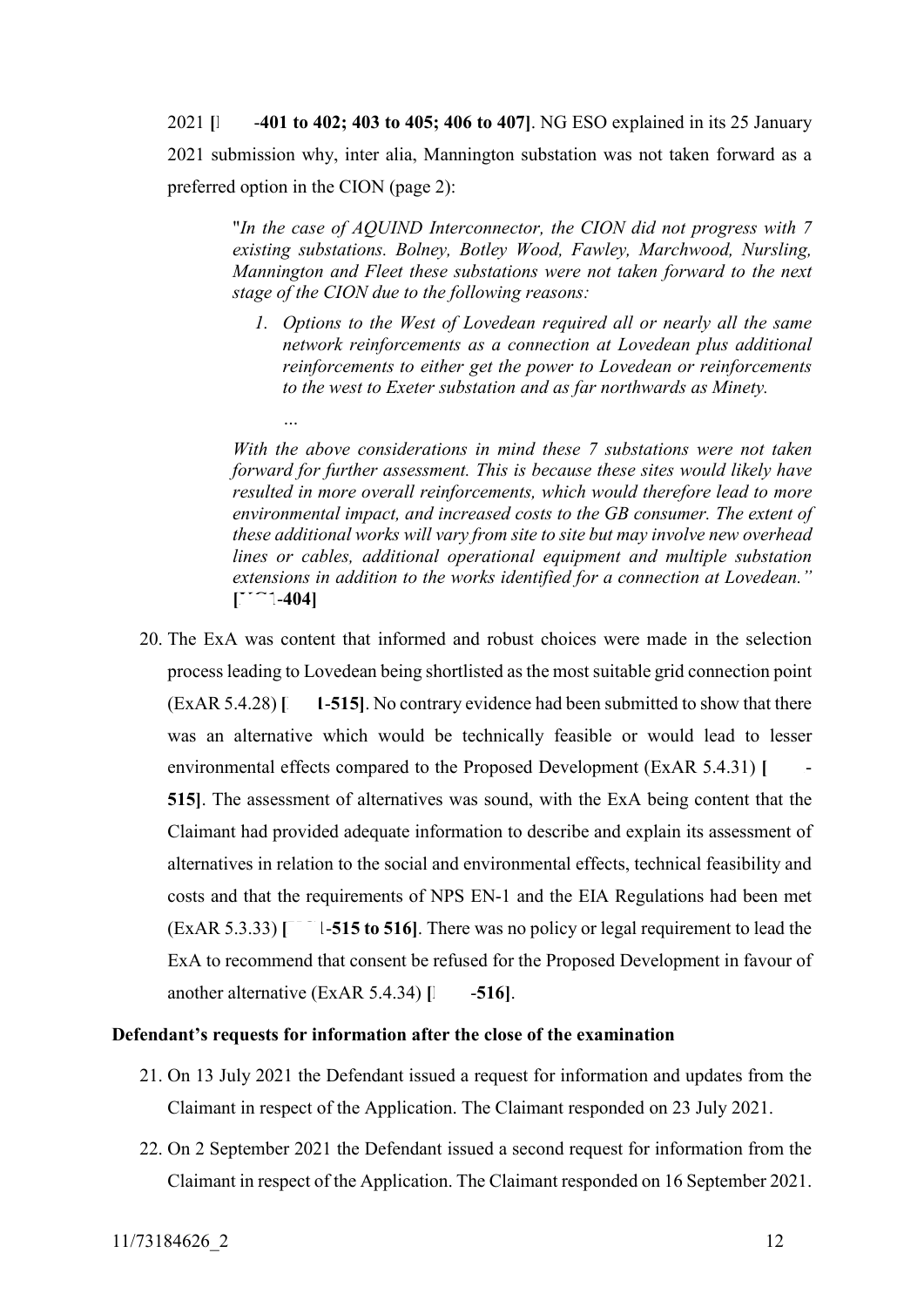2021 **[ -401 to 402; 403 to 405; 406 to 407]**. NG ESO explained in its 25 January 2021 submission why, inter alia, Mannington substation was not taken forward as a preferred option in the CION (page 2):

> "*In the case of AQUIND Interconnector, the CION did not progress with 7 existing substations. Bolney, Botley Wood, Fawley, Marchwood, Nursling, Mannington and Fleet these substations were not taken forward to the next stage of the CION due to the following reasons:*
>
> 1. *Options to the West of Lovedean required all or nearly all the same network reinforcements as a connection at Lovedean plus additional reinforcements to either get the power to Lovedean or reinforcements to the west to Exeter substation and as far northwards as Minety.*
>
> *…*
>
> *With the above considerations in mind these 7 substations were not taken forward for further assessment. This is because these sites would likely have resulted in more overall reinforcements, which would therefore lead to more environmental impact, and increased costs to the GB consumer. The extent of these additional works will vary from site to site but may involve new overhead lines or cables, additional operational equipment and multiple substation extensions in addition to the works identified for a connection at Lovedean."* **[ -404]**

20. The ExA was content that informed and robust choices were made in the selection process leading to Lovedean being shortlisted as the most suitable grid connection point (ExAR 5.4.28) **[ -515]**. No contrary evidence had been submitted to show that there was an alternative which would be technically feasible or would lead to lesser environmental effects compared to the Proposed Development (ExAR 5.4.31) **[ -515]**. The assessment of alternatives was sound, with the ExA being content that the Claimant had provided adequate information to describe and explain its assessment of alternatives in relation to the social and environmental effects, technical feasibility and costs and that the requirements of NPS EN-1 and the EIA Regulations had been met (ExAR 5.3.33) **[ -515 to 516]**. There was no policy or legal requirement to lead the ExA to recommend that consent be refused for the Proposed Development in favour of another alternative (ExAR 5.4.34) **[ -516]**.

**Defendant's requests for information after the close of the examination**

21. On 13 July 2021 the Defendant issued a request for information and updates from the Claimant in respect of the Application. The Claimant responded on 23 July 2021.

22. On 2 September 2021 the Defendant issued a second request for information from the Claimant in respect of the Application. The Claimant responded on 16 September 2021.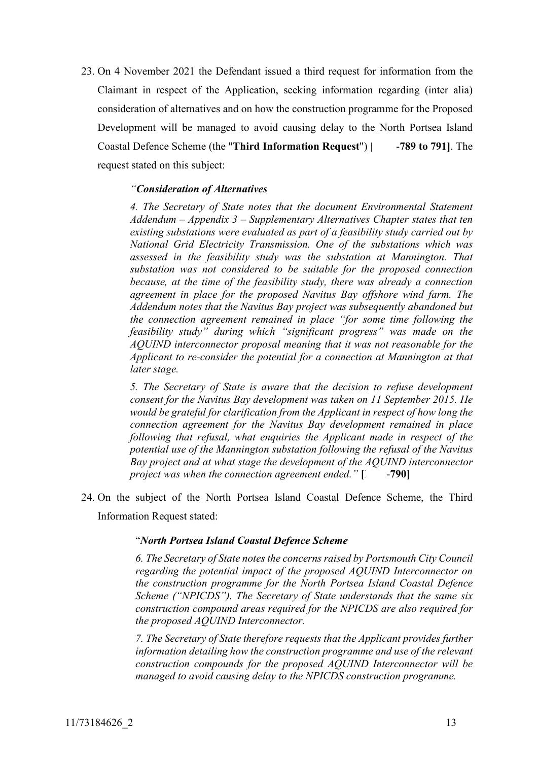23. On 4 November 2021 the Defendant issued a third request for information from the Claimant in respect of the Application, seeking information regarding (inter alia) consideration of alternatives and on how the construction programme for the Proposed Development will be managed to avoid causing delay to the North Portsea Island Coastal Defence Scheme (the "**Third Information Request**") **[ -789 to 791]**. The request stated on this subject:

    *"Consideration of Alternatives*

    *4. The Secretary of State notes that the document Environmental Statement Addendum – Appendix 3 – Supplementary Alternatives Chapter states that ten existing substations were evaluated as part of a feasibility study carried out by National Grid Electricity Transmission. One of the substations which was assessed in the feasibility study was the substation at Mannington. That substation was not considered to be suitable for the proposed connection because, at the time of the feasibility study, there was already a connection agreement in place for the proposed Navitus Bay offshore wind farm. The Addendum notes that the Navitus Bay project was subsequently abandoned but the connection agreement remained in place "for some time following the feasibility study" during which "significant progress" was made on the AQUIND interconnector proposal meaning that it was not reasonable for the Applicant to re-consider the potential for a connection at Mannington at that later stage.*

    *5. The Secretary of State is aware that the decision to refuse development consent for the Navitus Bay development was taken on 11 September 2015. He would be grateful for clarification from the Applicant in respect of how long the connection agreement for the Navitus Bay development remained in place following that refusal, what enquiries the Applicant made in respect of the potential use of the Mannington substation following the refusal of the Navitus Bay project and at what stage the development of the AQUIND interconnector project was when the connection agreement ended."* **[ -790]**

24. On the subject of the North Portsea Island Coastal Defence Scheme, the Third Information Request stated:

    "***North Portsea Island Coastal Defence Scheme***

    *6. The Secretary of State notes the concerns raised by Portsmouth City Council regarding the potential impact of the proposed AQUIND Interconnector on the construction programme for the North Portsea Island Coastal Defence Scheme ("NPICDS"). The Secretary of State understands that the same six construction compound areas required for the NPICDS are also required for the proposed AQUIND Interconnector.*

    *7. The Secretary of State therefore requests that the Applicant provides further information detailing how the construction programme and use of the relevant construction compounds for the proposed AQUIND Interconnector will be managed to avoid causing delay to the NPICDS construction programme.*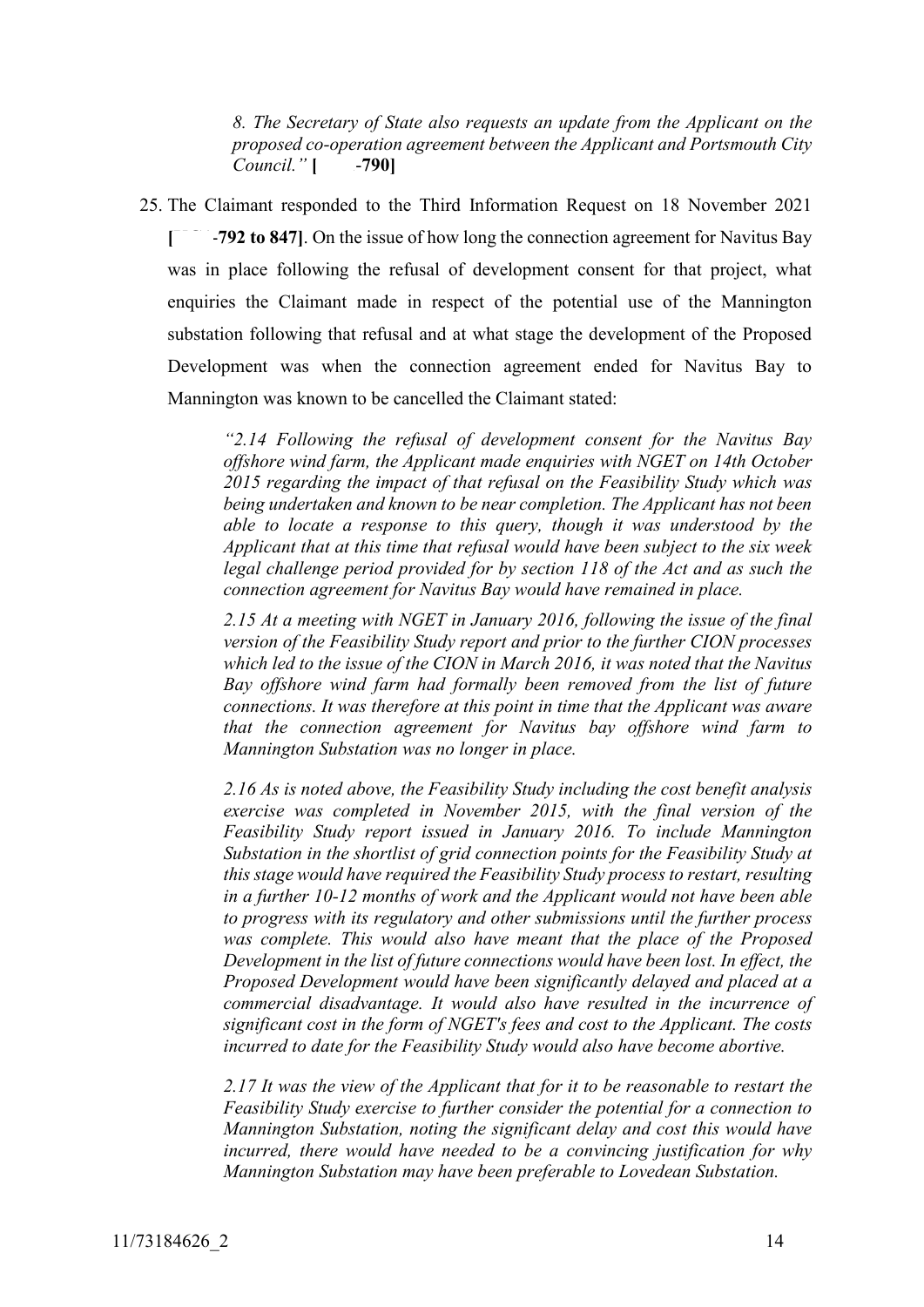*8. The Secretary of State also requests an update from the Applicant on the proposed co-operation agreement between the Applicant and Portsmouth City Council."* **[ -790]**

25. The Claimant responded to the Third Information Request on 18 November 2021 **[ -792 to 847]**. On the issue of how long the connection agreement for Navitus Bay was in place following the refusal of development consent for that project, what enquiries the Claimant made in respect of the potential use of the Mannington substation following that refusal and at what stage the development of the Proposed Development was when the connection agreement ended for Navitus Bay to Mannington was known to be cancelled the Claimant stated:

    *"2.14 Following the refusal of development consent for the Navitus Bay offshore wind farm, the Applicant made enquiries with NGET on 14th October 2015 regarding the impact of that refusal on the Feasibility Study which was being undertaken and known to be near completion. The Applicant has not been able to locate a response to this query, though it was understood by the Applicant that at this time that refusal would have been subject to the six week legal challenge period provided for by section 118 of the Act and as such the connection agreement for Navitus Bay would have remained in place.*

    *2.15 At a meeting with NGET in January 2016, following the issue of the final version of the Feasibility Study report and prior to the further CION processes which led to the issue of the CION in March 2016, it was noted that the Navitus Bay offshore wind farm had formally been removed from the list of future connections. It was therefore at this point in time that the Applicant was aware that the connection agreement for Navitus bay offshore wind farm to Mannington Substation was no longer in place.*

    *2.16 As is noted above, the Feasibility Study including the cost benefit analysis exercise was completed in November 2015, with the final version of the Feasibility Study report issued in January 2016. To include Mannington Substation in the shortlist of grid connection points for the Feasibility Study at this stage would have required the Feasibility Study process to restart, resulting in a further 10-12 months of work and the Applicant would not have been able to progress with its regulatory and other submissions until the further process was complete. This would also have meant that the place of the Proposed Development in the list of future connections would have been lost. In effect, the Proposed Development would have been significantly delayed and placed at a commercial disadvantage. It would also have resulted in the incurrence of significant cost in the form of NGET's fees and cost to the Applicant. The costs incurred to date for the Feasibility Study would also have become abortive.*

    *2.17 It was the view of the Applicant that for it to be reasonable to restart the Feasibility Study exercise to further consider the potential for a connection to Mannington Substation, noting the significant delay and cost this would have incurred, there would have needed to be a convincing justification for why Mannington Substation may have been preferable to Lovedean Substation.*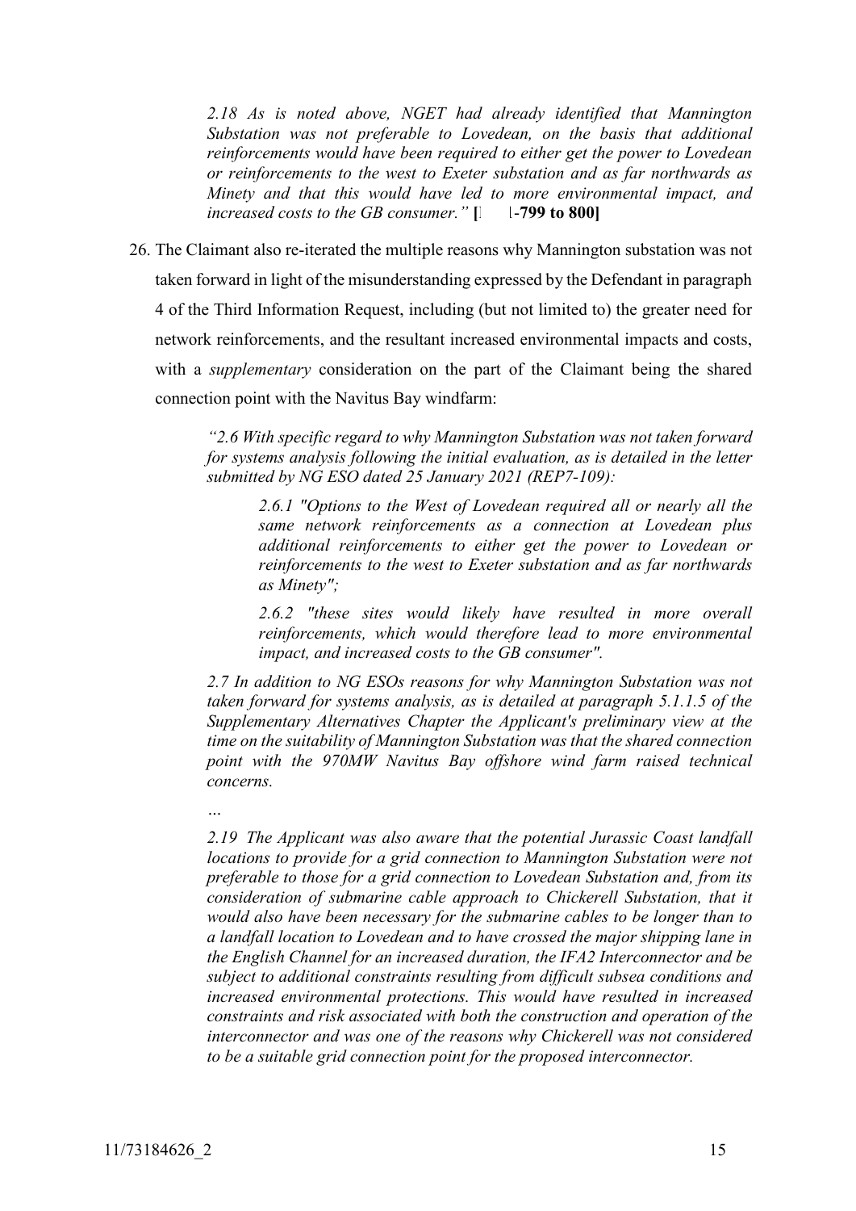> *2.18 As is noted above, NGET had already identified that Mannington Substation was not preferable to Lovedean, on the basis that additional reinforcements would have been required to either get the power to Lovedean or reinforcements to the west to Exeter substation and as far northwards as Minety and that this would have led to more environmental impact, and increased costs to the GB consumer."* **[ ] -799 to 800]**

26. The Claimant also re-iterated the multiple reasons why Mannington substation was not taken forward in light of the misunderstanding expressed by the Defendant in paragraph 4 of the Third Information Request, including (but not limited to) the greater need for network reinforcements, and the resultant increased environmental impacts and costs, with a *supplementary* consideration on the part of the Claimant being the shared connection point with the Navitus Bay windfarm:

> *"2.6 With specific regard to why Mannington Substation was not taken forward for systems analysis following the initial evaluation, as is detailed in the letter submitted by NG ESO dated 25 January 2021 (REP7-109):*
>
> > *2.6.1 "Options to the West of Lovedean required all or nearly all the same network reinforcements as a connection at Lovedean plus additional reinforcements to either get the power to Lovedean or reinforcements to the west to Exeter substation and as far northwards as Minety";*
> >
> > *2.6.2 "these sites would likely have resulted in more overall reinforcements, which would therefore lead to more environmental impact, and increased costs to the GB consumer".*
>
> *2.7 In addition to NG ESOs reasons for why Mannington Substation was not taken forward for systems analysis, as is detailed at paragraph 5.1.1.5 of the Supplementary Alternatives Chapter the Applicant's preliminary view at the time on the suitability of Mannington Substation was that the shared connection point with the 970MW Navitus Bay offshore wind farm raised technical concerns.*
>
> *…*
>
> *2.19 The Applicant was also aware that the potential Jurassic Coast landfall locations to provide for a grid connection to Mannington Substation were not preferable to those for a grid connection to Lovedean Substation and, from its consideration of submarine cable approach to Chickerell Substation, that it would also have been necessary for the submarine cables to be longer than to a landfall location to Lovedean and to have crossed the major shipping lane in the English Channel for an increased duration, the IFA2 Interconnector and be subject to additional constraints resulting from difficult subsea conditions and increased environmental protections. This would have resulted in increased constraints and risk associated with both the construction and operation of the interconnector and was one of the reasons why Chickerell was not considered to be a suitable grid connection point for the proposed interconnector.*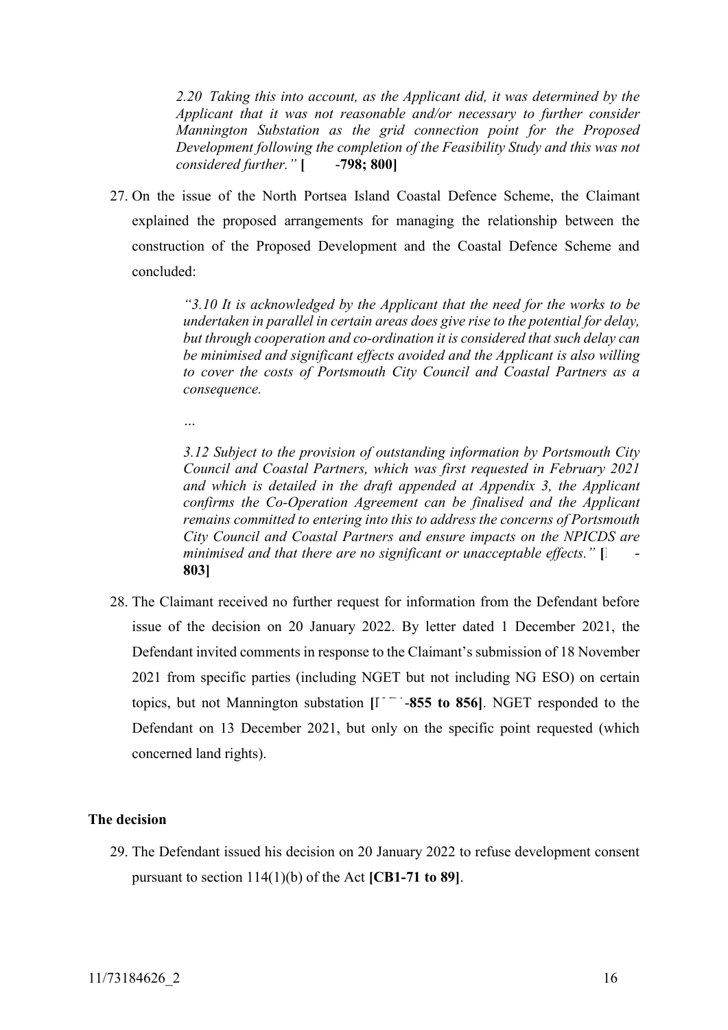> *2.20 Taking this into account, as the Applicant did, it was determined by the Applicant that it was not reasonable and/or necessary to further consider Mannington Substation as the grid connection point for the Proposed Development following the completion of the Feasibility Study and this was not considered further."* **[ -798; 800]**

27. On the issue of the North Portsea Island Coastal Defence Scheme, the Claimant explained the proposed arrangements for managing the relationship between the construction of the Proposed Development and the Coastal Defence Scheme and concluded:

> *"3.10 It is acknowledged by the Applicant that the need for the works to be undertaken in parallel in certain areas does give rise to the potential for delay, but through cooperation and co-ordination it is considered that such delay can be minimised and significant effects avoided and the Applicant is also willing to cover the costs of Portsmouth City Council and Coastal Partners as a consequence.*
>
> *…*
>
> *3.12 Subject to the provision of outstanding information by Portsmouth City Council and Coastal Partners, which was first requested in February 2021 and which is detailed in the draft appended at Appendix 3, the Applicant confirms the Co-Operation Agreement can be finalised and the Applicant remains committed to entering into this to address the concerns of Portsmouth City Council and Coastal Partners and ensure impacts on the NPICDS are minimised and that there are no significant or unacceptable effects."* **[ -803]**

28. The Claimant received no further request for information from the Defendant before issue of the decision on 20 January 2022. By letter dated 1 December 2021, the Defendant invited comments in response to the Claimant's submission of 18 November 2021 from specific parties (including NGET but not including NG ESO) on certain topics, but not Mannington substation **[ -855 to 856]**. NGET responded to the Defendant on 13 December 2021, but only on the specific point requested (which concerned land rights).

## The decision

29. The Defendant issued his decision on 20 January 2022 to refuse development consent pursuant to section 114(1)(b) of the Act **[CB1-71 to 89]**.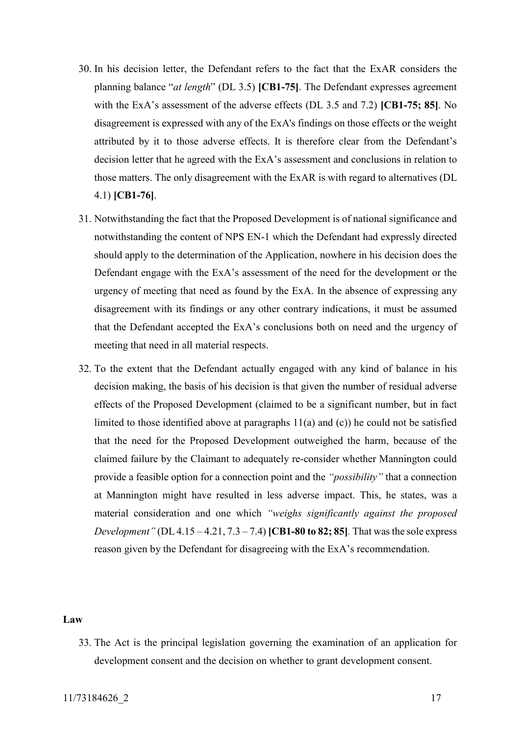30. In his decision letter, the Defendant refers to the fact that the ExAR considers the planning balance "*at length*" (DL 3.5) **[CB1-75]**. The Defendant expresses agreement with the ExA's assessment of the adverse effects (DL 3.5 and 7.2) **[CB1-75; 85]**. No disagreement is expressed with any of the ExA's findings on those effects or the weight attributed by it to those adverse effects. It is therefore clear from the Defendant's decision letter that he agreed with the ExA's assessment and conclusions in relation to those matters. The only disagreement with the ExAR is with regard to alternatives (DL 4.1) **[CB1-76]**.

31. Notwithstanding the fact that the Proposed Development is of national significance and notwithstanding the content of NPS EN-1 which the Defendant had expressly directed should apply to the determination of the Application, nowhere in his decision does the Defendant engage with the ExA's assessment of the need for the development or the urgency of meeting that need as found by the ExA. In the absence of expressing any disagreement with its findings or any other contrary indications, it must be assumed that the Defendant accepted the ExA's conclusions both on need and the urgency of meeting that need in all material respects.

32. To the extent that the Defendant actually engaged with any kind of balance in his decision making, the basis of his decision is that given the number of residual adverse effects of the Proposed Development (claimed to be a significant number, but in fact limited to those identified above at paragraphs 11(a) and (c)) he could not be satisfied that the need for the Proposed Development outweighed the harm, because of the claimed failure by the Claimant to adequately re-consider whether Mannington could provide a feasible option for a connection point and the *"possibility"* that a connection at Mannington might have resulted in less adverse impact. This, he states, was a material consideration and one which *"weighs significantly against the proposed Development"* (DL 4.15 – 4.21, 7.3 – 7.4) **[CB1-80 to 82; 85]**. That was the sole express reason given by the Defendant for disagreeing with the ExA's recommendation.

**Law**

33. The Act is the principal legislation governing the examination of an application for development consent and the decision on whether to grant development consent.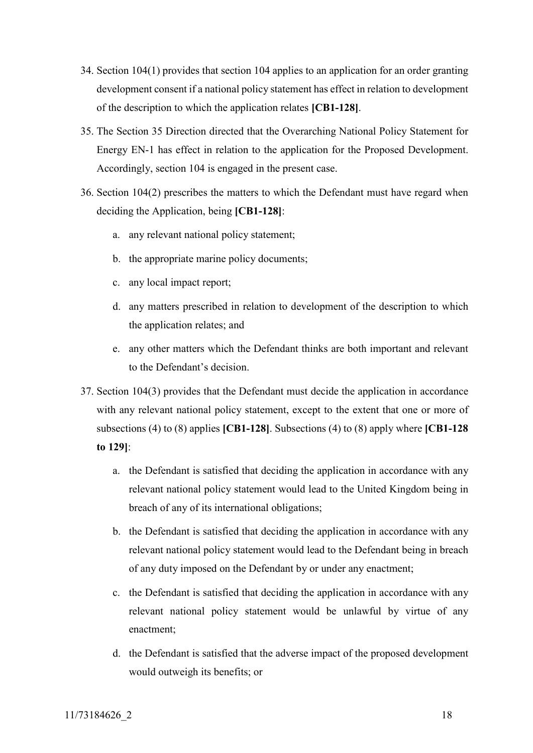34. Section 104(1) provides that section 104 applies to an application for an order granting development consent if a national policy statement has effect in relation to development of the description to which the application relates **[CB1-128]**.

35. The Section 35 Direction directed that the Overarching National Policy Statement for Energy EN-1 has effect in relation to the application for the Proposed Development. Accordingly, section 104 is engaged in the present case.

36. Section 104(2) prescribes the matters to which the Defendant must have regard when deciding the Application, being **[CB1-128]**:

    a. any relevant national policy statement;

    b. the appropriate marine policy documents;

    c. any local impact report;

    d. any matters prescribed in relation to development of the description to which the application relates; and

    e. any other matters which the Defendant thinks are both important and relevant to the Defendant's decision.

37. Section 104(3) provides that the Defendant must decide the application in accordance with any relevant national policy statement, except to the extent that one or more of subsections (4) to (8) applies **[CB1-128]**. Subsections (4) to (8) apply where **[CB1-128 to 129]**:

    a. the Defendant is satisfied that deciding the application in accordance with any relevant national policy statement would lead to the United Kingdom being in breach of any of its international obligations;

    b. the Defendant is satisfied that deciding the application in accordance with any relevant national policy statement would lead to the Defendant being in breach of any duty imposed on the Defendant by or under any enactment;

    c. the Defendant is satisfied that deciding the application in accordance with any relevant national policy statement would be unlawful by virtue of any enactment;

    d. the Defendant is satisfied that the adverse impact of the proposed development would outweigh its benefits; or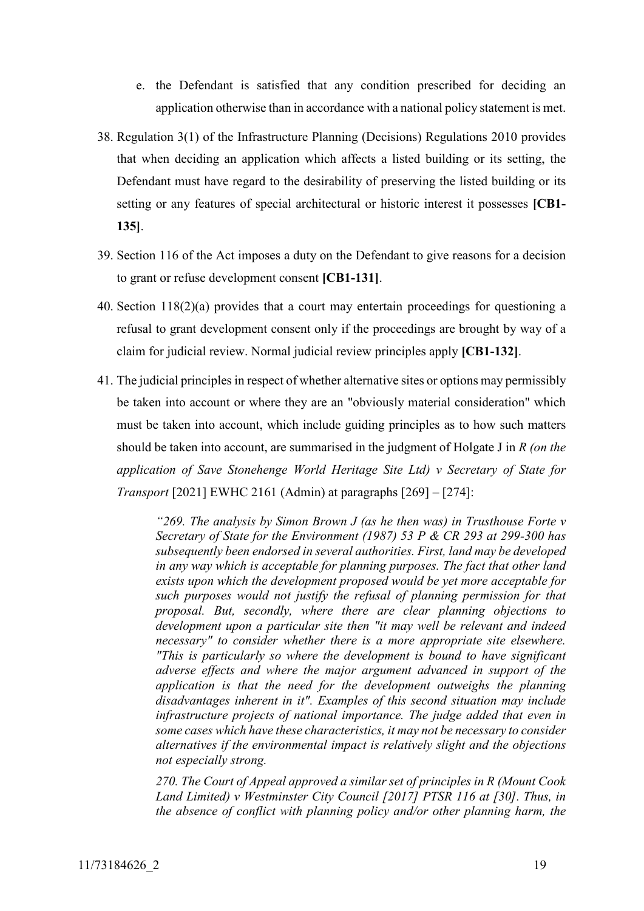e. the Defendant is satisfied that any condition prescribed for deciding an application otherwise than in accordance with a national policy statement is met.

38. Regulation 3(1) of the Infrastructure Planning (Decisions) Regulations 2010 provides that when deciding an application which affects a listed building or its setting, the Defendant must have regard to the desirability of preserving the listed building or its setting or any features of special architectural or historic interest it possesses **[CB1-135]**.

39. Section 116 of the Act imposes a duty on the Defendant to give reasons for a decision to grant or refuse development consent **[CB1-131]**.

40. Section 118(2)(a) provides that a court may entertain proceedings for questioning a refusal to grant development consent only if the proceedings are brought by way of a claim for judicial review. Normal judicial review principles apply **[CB1-132]**.

41. The judicial principles in respect of whether alternative sites or options may permissibly be taken into account or where they are an "obviously material consideration" which must be taken into account, which include guiding principles as to how such matters should be taken into account, are summarised in the judgment of Holgate J in *R (on the application of Save Stonehenge World Heritage Site Ltd) v Secretary of State for Transport* [2021] EWHC 2161 (Admin) at paragraphs [269] – [274]:

> *"269. The analysis by Simon Brown J (as he then was) in Trusthouse Forte v Secretary of State for the Environment (1987) 53 P & CR 293 at 299-300 has subsequently been endorsed in several authorities. First, land may be developed in any way which is acceptable for planning purposes. The fact that other land exists upon which the development proposed would be yet more acceptable for such purposes would not justify the refusal of planning permission for that proposal. But, secondly, where there are clear planning objections to development upon a particular site then "it may well be relevant and indeed necessary" to consider whether there is a more appropriate site elsewhere. "This is particularly so where the development is bound to have significant adverse effects and where the major argument advanced in support of the application is that the need for the development outweighs the planning disadvantages inherent in it". Examples of this second situation may include infrastructure projects of national importance. The judge added that even in some cases which have these characteristics, it may not be necessary to consider alternatives if the environmental impact is relatively slight and the objections not especially strong.*
>
> *270. The Court of Appeal approved a similar set of principles in R (Mount Cook Land Limited) v Westminster City Council [2017] PTSR 116 at [30]. Thus, in the absence of conflict with planning policy and/or other planning harm, the*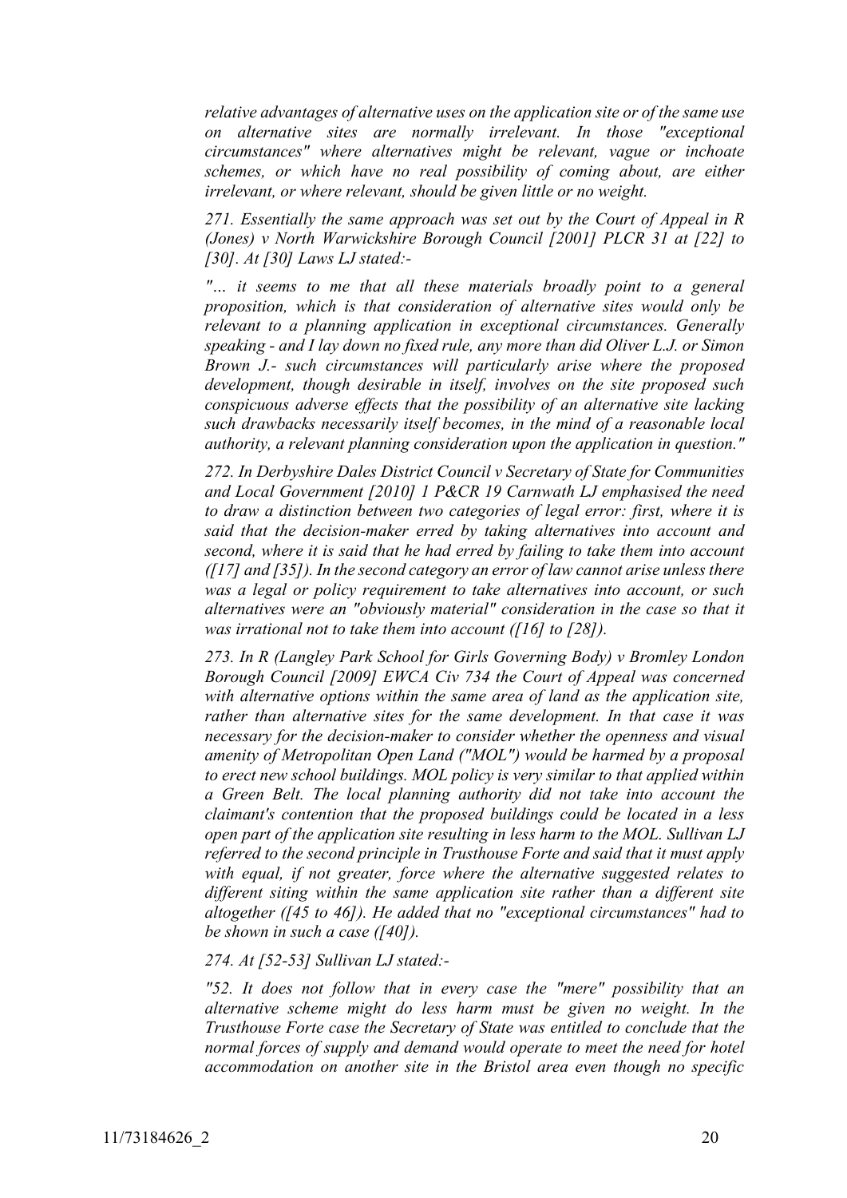*relative advantages of alternative uses on the application site or of the same use on alternative sites are normally irrelevant. In those "exceptional circumstances" where alternatives might be relevant, vague or inchoate schemes, or which have no real possibility of coming about, are either irrelevant, or where relevant, should be given little or no weight.*

*271. Essentially the same approach was set out by the Court of Appeal in R (Jones) v North Warwickshire Borough Council [2001] PLCR 31 at [22] to [30]. At [30] Laws LJ stated:-*

*"… it seems to me that all these materials broadly point to a general proposition, which is that consideration of alternative sites would only be relevant to a planning application in exceptional circumstances. Generally speaking - and I lay down no fixed rule, any more than did Oliver L.J. or Simon Brown J.- such circumstances will particularly arise where the proposed development, though desirable in itself, involves on the site proposed such conspicuous adverse effects that the possibility of an alternative site lacking such drawbacks necessarily itself becomes, in the mind of a reasonable local authority, a relevant planning consideration upon the application in question."*

*272. In Derbyshire Dales District Council v Secretary of State for Communities and Local Government [2010] 1 P&CR 19 Carnwath LJ emphasised the need to draw a distinction between two categories of legal error: first, where it is said that the decision-maker erred by taking alternatives into account and second, where it is said that he had erred by failing to take them into account ([17] and [35]). In the second category an error of law cannot arise unless there was a legal or policy requirement to take alternatives into account, or such alternatives were an "obviously material" consideration in the case so that it was irrational not to take them into account ([16] to [28]).*

*273. In R (Langley Park School for Girls Governing Body) v Bromley London Borough Council [2009] EWCA Civ 734 the Court of Appeal was concerned with alternative options within the same area of land as the application site, rather than alternative sites for the same development. In that case it was necessary for the decision-maker to consider whether the openness and visual amenity of Metropolitan Open Land ("MOL") would be harmed by a proposal to erect new school buildings. MOL policy is very similar to that applied within a Green Belt. The local planning authority did not take into account the claimant's contention that the proposed buildings could be located in a less open part of the application site resulting in less harm to the MOL. Sullivan LJ referred to the second principle in Trusthouse Forte and said that it must apply with equal, if not greater, force where the alternative suggested relates to different siting within the same application site rather than a different site altogether ([45 to 46]). He added that no "exceptional circumstances" had to be shown in such a case ([40]).*

*274. At [52-53] Sullivan LJ stated:-*

*"52. It does not follow that in every case the "mere" possibility that an alternative scheme might do less harm must be given no weight. In the Trusthouse Forte case the Secretary of State was entitled to conclude that the normal forces of supply and demand would operate to meet the need for hotel accommodation on another site in the Bristol area even though no specific*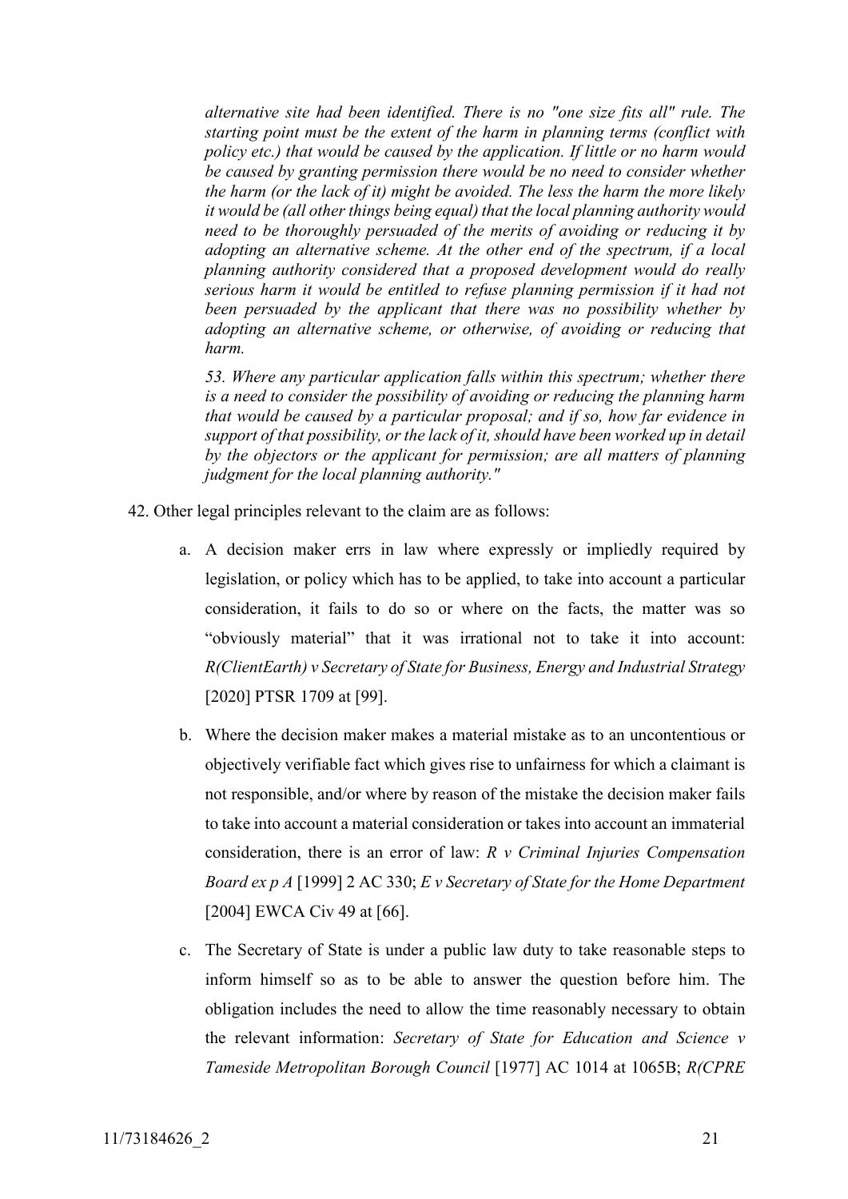*alternative site had been identified. There is no "one size fits all" rule. The starting point must be the extent of the harm in planning terms (conflict with policy etc.) that would be caused by the application. If little or no harm would be caused by granting permission there would be no need to consider whether the harm (or the lack of it) might be avoided. The less the harm the more likely it would be (all other things being equal) that the local planning authority would need to be thoroughly persuaded of the merits of avoiding or reducing it by adopting an alternative scheme. At the other end of the spectrum, if a local planning authority considered that a proposed development would do really serious harm it would be entitled to refuse planning permission if it had not been persuaded by the applicant that there was no possibility whether by adopting an alternative scheme, or otherwise, of avoiding or reducing that harm.*

*53. Where any particular application falls within this spectrum; whether there is a need to consider the possibility of avoiding or reducing the planning harm that would be caused by a particular proposal; and if so, how far evidence in support of that possibility, or the lack of it, should have been worked up in detail by the objectors or the applicant for permission; are all matters of planning judgment for the local planning authority."*

42. Other legal principles relevant to the claim are as follows:

    a. A decision maker errs in law where expressly or impliedly required by legislation, or policy which has to be applied, to take into account a particular consideration, it fails to do so or where on the facts, the matter was so "obviously material" that it was irrational not to take it into account: *R(ClientEarth) v Secretary of State for Business, Energy and Industrial Strategy* [2020] PTSR 1709 at [99].

    b. Where the decision maker makes a material mistake as to an uncontentious or objectively verifiable fact which gives rise to unfairness for which a claimant is not responsible, and/or where by reason of the mistake the decision maker fails to take into account a material consideration or takes into account an immaterial consideration, there is an error of law: *R v Criminal Injuries Compensation Board ex p A* [1999] 2 AC 330; *E v Secretary of State for the Home Department* [2004] EWCA Civ 49 at [66].

    c. The Secretary of State is under a public law duty to take reasonable steps to inform himself so as to be able to answer the question before him. The obligation includes the need to allow the time reasonably necessary to obtain the relevant information: *Secretary of State for Education and Science v Tameside Metropolitan Borough Council* [1977] AC 1014 at 1065B; *R(CPRE*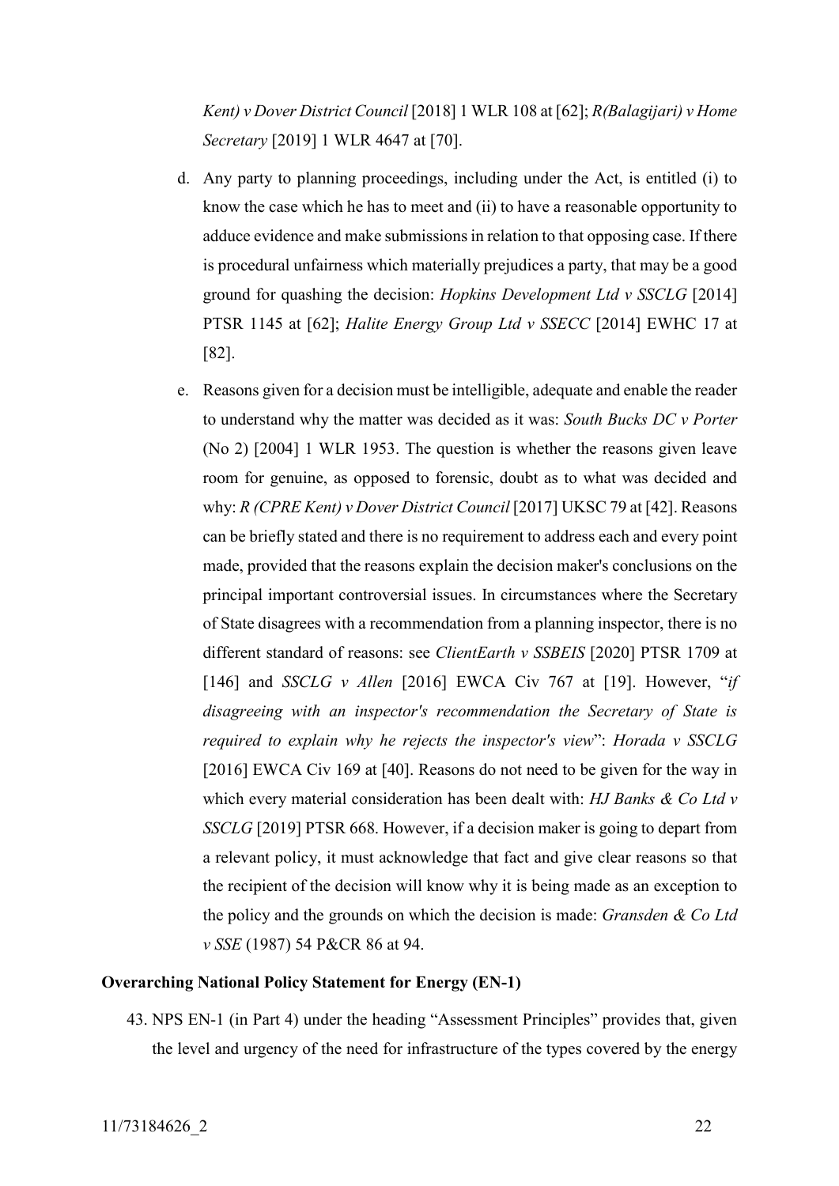*Kent) v Dover District Council* [2018] 1 WLR 108 at [62]; *R(Balagijari) v Home Secretary* [2019] 1 WLR 4647 at [70].

d. Any party to planning proceedings, including under the Act, is entitled (i) to know the case which he has to meet and (ii) to have a reasonable opportunity to adduce evidence and make submissions in relation to that opposing case. If there is procedural unfairness which materially prejudices a party, that may be a good ground for quashing the decision: *Hopkins Development Ltd v SSCLG* [2014] PTSR 1145 at [62]; *Halite Energy Group Ltd v SSECC* [2014] EWHC 17 at [82].

e. Reasons given for a decision must be intelligible, adequate and enable the reader to understand why the matter was decided as it was: *South Bucks DC v Porter* (No 2) [2004] 1 WLR 1953. The question is whether the reasons given leave room for genuine, as opposed to forensic, doubt as to what was decided and why: *R (CPRE Kent) v Dover District Council* [2017] UKSC 79 at [42]. Reasons can be briefly stated and there is no requirement to address each and every point made, provided that the reasons explain the decision maker's conclusions on the principal important controversial issues. In circumstances where the Secretary of State disagrees with a recommendation from a planning inspector, there is no different standard of reasons: see *ClientEarth v SSBEIS* [2020] PTSR 1709 at [146] and *SSCLG v Allen* [2016] EWCA Civ 767 at [19]. However, "*if disagreeing with an inspector's recommendation the Secretary of State is required to explain why he rejects the inspector's view*": *Horada v SSCLG* [2016] EWCA Civ 169 at [40]. Reasons do not need to be given for the way in which every material consideration has been dealt with: *HJ Banks & Co Ltd v SSCLG* [2019] PTSR 668. However, if a decision maker is going to depart from a relevant policy, it must acknowledge that fact and give clear reasons so that the recipient of the decision will know why it is being made as an exception to the policy and the grounds on which the decision is made: *Gransden & Co Ltd v SSE* (1987) 54 P&CR 86 at 94.

**Overarching National Policy Statement for Energy (EN-1)**

43. NPS EN-1 (in Part 4) under the heading "Assessment Principles" provides that, given the level and urgency of the need for infrastructure of the types covered by the energy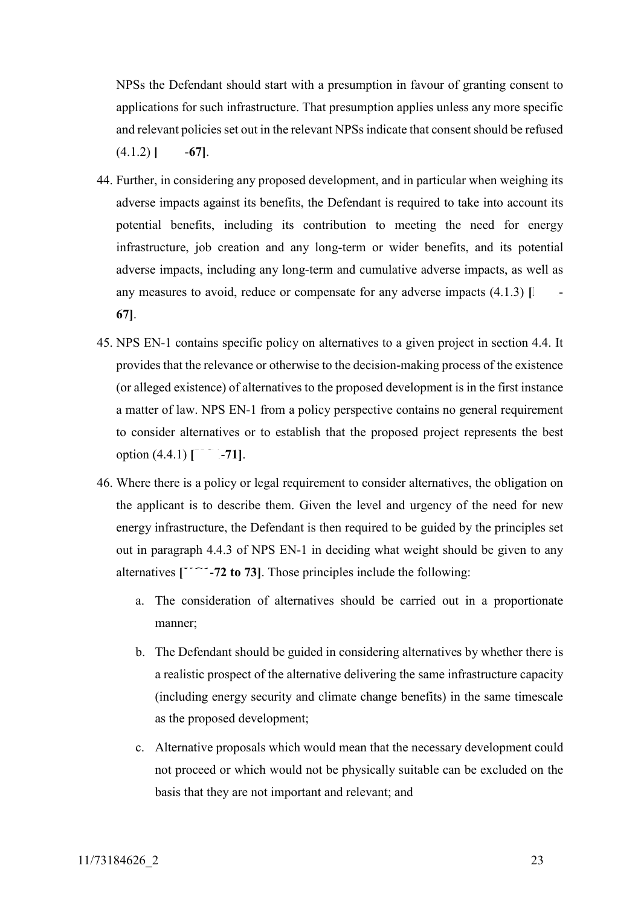NPSs the Defendant should start with a presumption in favour of granting consent to applications for such infrastructure. That presumption applies unless any more specific and relevant policies set out in the relevant NPSs indicate that consent should be refused (4.1.2) **[ -67]**.

44. Further, in considering any proposed development, and in particular when weighing its adverse impacts against its benefits, the Defendant is required to take into account its potential benefits, including its contribution to meeting the need for energy infrastructure, job creation and any long-term or wider benefits, and its potential adverse impacts, including any long-term and cumulative adverse impacts, as well as any measures to avoid, reduce or compensate for any adverse impacts (4.1.3) **[ -67]**.

45. NPS EN-1 contains specific policy on alternatives to a given project in section 4.4. It provides that the relevance or otherwise to the decision-making process of the existence (or alleged existence) of alternatives to the proposed development is in the first instance a matter of law. NPS EN-1 from a policy perspective contains no general requirement to consider alternatives or to establish that the proposed project represents the best option (4.4.1) **[ -71]**.

46. Where there is a policy or legal requirement to consider alternatives, the obligation on the applicant is to describe them. Given the level and urgency of the need for new energy infrastructure, the Defendant is then required to be guided by the principles set out in paragraph 4.4.3 of NPS EN-1 in deciding what weight should be given to any alternatives **[ -72 to 73]**. Those principles include the following:

    a. The consideration of alternatives should be carried out in a proportionate manner;

    b. The Defendant should be guided in considering alternatives by whether there is a realistic prospect of the alternative delivering the same infrastructure capacity (including energy security and climate change benefits) in the same timescale as the proposed development;

    c. Alternative proposals which would mean that the necessary development could not proceed or which would not be physically suitable can be excluded on the basis that they are not important and relevant; and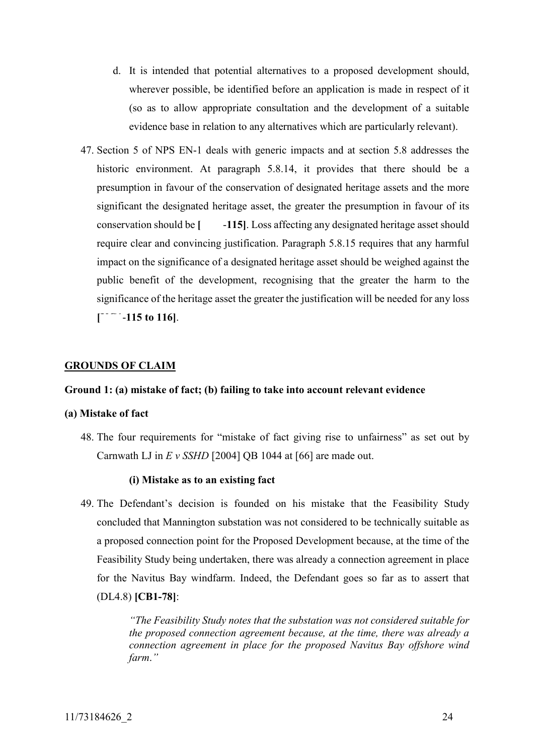d. It is intended that potential alternatives to a proposed development should, wherever possible, be identified before an application is made in respect of it (so as to allow appropriate consultation and the development of a suitable evidence base in relation to any alternatives which are particularly relevant).

47. Section 5 of NPS EN-1 deals with generic impacts and at section 5.8 addresses the historic environment. At paragraph 5.8.14, it provides that there should be a presumption in favour of the conservation of designated heritage assets and the more significant the designated heritage asset, the greater the presumption in favour of its conservation should be **[ -115]**. Loss affecting any designated heritage asset should require clear and convincing justification. Paragraph 5.8.15 requires that any harmful impact on the significance of a designated heritage asset should be weighed against the public benefit of the development, recognising that the greater the harm to the significance of the heritage asset the greater the justification will be needed for any loss **[ -115 to 116]**.

## GROUNDS OF CLAIM

### Ground 1: (a) mistake of fact; (b) failing to take into account relevant evidence

#### (a) Mistake of fact

48. The four requirements for "mistake of fact giving rise to unfairness" as set out by Carnwath LJ in *E v SSHD* [2004] QB 1044 at [66] are made out.

**(i) Mistake as to an existing fact**

49. The Defendant's decision is founded on his mistake that the Feasibility Study concluded that Mannington substation was not considered to be technically suitable as a proposed connection point for the Proposed Development because, at the time of the Feasibility Study being undertaken, there was already a connection agreement in place for the Navitus Bay windfarm. Indeed, the Defendant goes so far as to assert that (DL4.8) **[CB1-78]**:

> *"The Feasibility Study notes that the substation was not considered suitable for the proposed connection agreement because, at the time, there was already a connection agreement in place for the proposed Navitus Bay offshore wind farm."*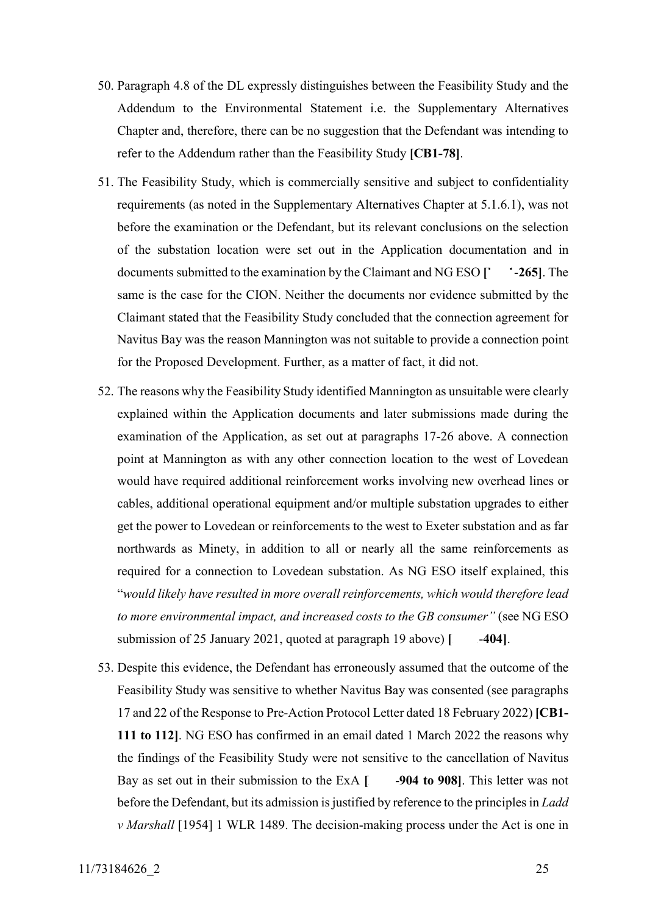50. Paragraph 4.8 of the DL expressly distinguishes between the Feasibility Study and the Addendum to the Environmental Statement i.e. the Supplementary Alternatives Chapter and, therefore, there can be no suggestion that the Defendant was intending to refer to the Addendum rather than the Feasibility Study **[CB1-78]**.

51. The Feasibility Study, which is commercially sensitive and subject to confidentiality requirements (as noted in the Supplementary Alternatives Chapter at 5.1.6.1), was not before the examination or the Defendant, but its relevant conclusions on the selection of the substation location were set out in the Application documentation and in documents submitted to the examination by the Claimant and NG ESO **[ -265]**. The same is the case for the CION. Neither the documents nor evidence submitted by the Claimant stated that the Feasibility Study concluded that the connection agreement for Navitus Bay was the reason Mannington was not suitable to provide a connection point for the Proposed Development. Further, as a matter of fact, it did not.

52. The reasons why the Feasibility Study identified Mannington as unsuitable were clearly explained within the Application documents and later submissions made during the examination of the Application, as set out at paragraphs 17-26 above. A connection point at Mannington as with any other connection location to the west of Lovedean would have required additional reinforcement works involving new overhead lines or cables, additional operational equipment and/or multiple substation upgrades to either get the power to Lovedean or reinforcements to the west to Exeter substation and as far northwards as Minety, in addition to all or nearly all the same reinforcements as required for a connection to Lovedean substation. As NG ESO itself explained, this "*would likely have resulted in more overall reinforcements, which would therefore lead to more environmental impact, and increased costs to the GB consumer"* (see NG ESO submission of 25 January 2021, quoted at paragraph 19 above) **[ -404]**.

53. Despite this evidence, the Defendant has erroneously assumed that the outcome of the Feasibility Study was sensitive to whether Navitus Bay was consented (see paragraphs 17 and 22 of the Response to Pre-Action Protocol Letter dated 18 February 2022) **[CB1-111 to 112]**. NG ESO has confirmed in an email dated 1 March 2022 the reasons why the findings of the Feasibility Study were not sensitive to the cancellation of Navitus Bay as set out in their submission to the ExA **[ -904 to 908]**. This letter was not before the Defendant, but its admission is justified by reference to the principles in *Ladd v Marshall* [1954] 1 WLR 1489. The decision-making process under the Act is one in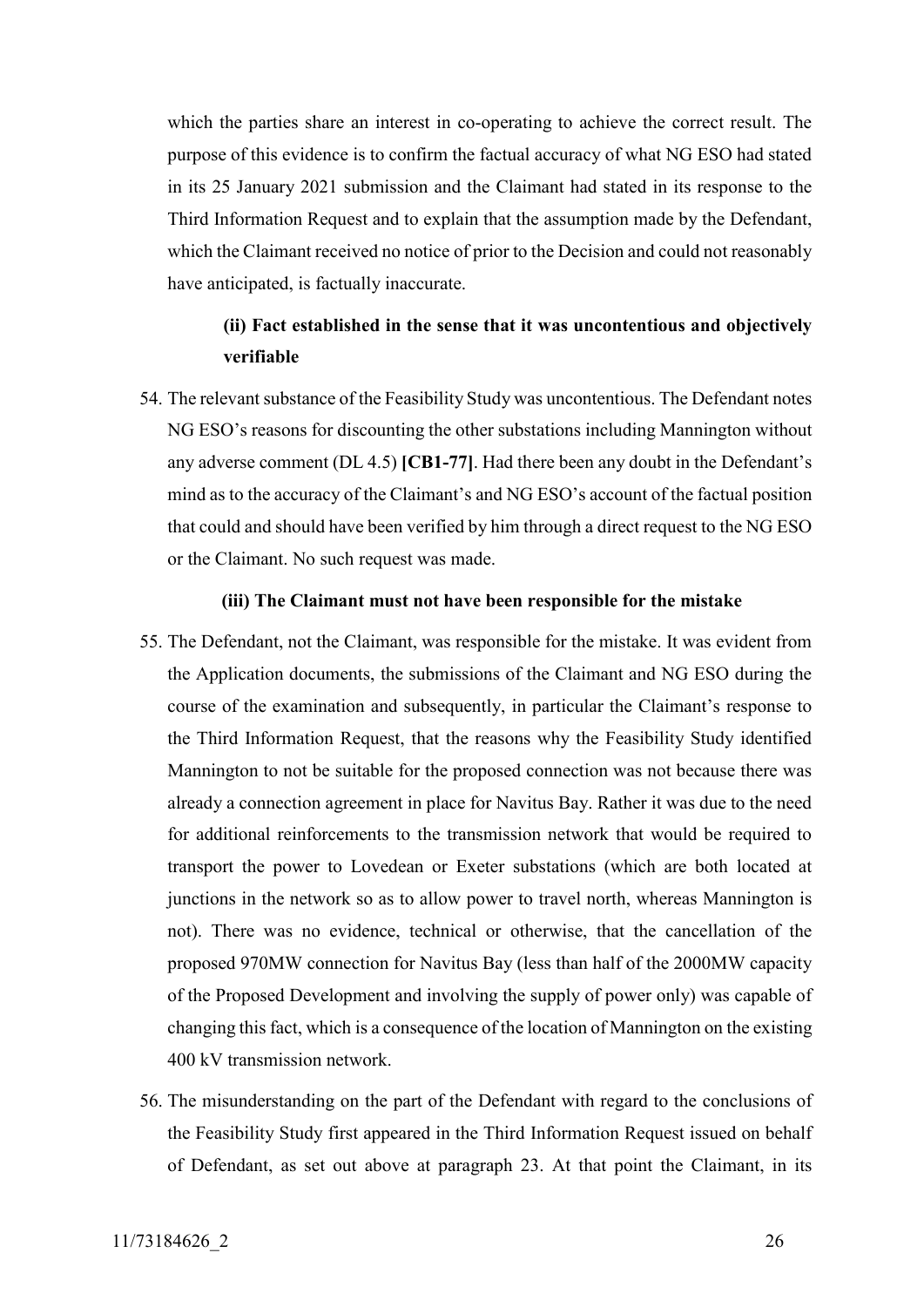which the parties share an interest in co-operating to achieve the correct result. The purpose of this evidence is to confirm the factual accuracy of what NG ESO had stated in its 25 January 2021 submission and the Claimant had stated in its response to the Third Information Request and to explain that the assumption made by the Defendant, which the Claimant received no notice of prior to the Decision and could not reasonably have anticipated, is factually inaccurate.

**(ii) Fact established in the sense that it was uncontentious and objectively verifiable**

54. The relevant substance of the Feasibility Study was uncontentious. The Defendant notes NG ESO's reasons for discounting the other substations including Mannington without any adverse comment (DL 4.5) **[CB1-77]**. Had there been any doubt in the Defendant's mind as to the accuracy of the Claimant's and NG ESO's account of the factual position that could and should have been verified by him through a direct request to the NG ESO or the Claimant. No such request was made.

**(iii) The Claimant must not have been responsible for the mistake**

55. The Defendant, not the Claimant, was responsible for the mistake. It was evident from the Application documents, the submissions of the Claimant and NG ESO during the course of the examination and subsequently, in particular the Claimant's response to the Third Information Request, that the reasons why the Feasibility Study identified Mannington to not be suitable for the proposed connection was not because there was already a connection agreement in place for Navitus Bay. Rather it was due to the need for additional reinforcements to the transmission network that would be required to transport the power to Lovedean or Exeter substations (which are both located at junctions in the network so as to allow power to travel north, whereas Mannington is not). There was no evidence, technical or otherwise, that the cancellation of the proposed 970MW connection for Navitus Bay (less than half of the 2000MW capacity of the Proposed Development and involving the supply of power only) was capable of changing this fact, which is a consequence of the location of Mannington on the existing 400 kV transmission network.

56. The misunderstanding on the part of the Defendant with regard to the conclusions of the Feasibility Study first appeared in the Third Information Request issued on behalf of Defendant, as set out above at paragraph 23. At that point the Claimant, in its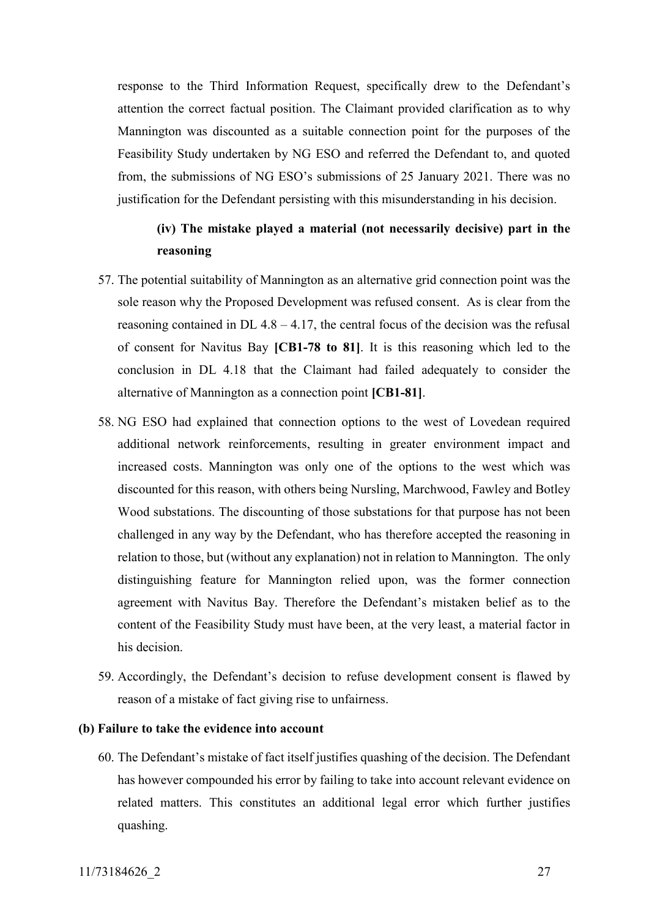response to the Third Information Request, specifically drew to the Defendant's attention the correct factual position. The Claimant provided clarification as to why Mannington was discounted as a suitable connection point for the purposes of the Feasibility Study undertaken by NG ESO and referred the Defendant to, and quoted from, the submissions of NG ESO's submissions of 25 January 2021. There was no justification for the Defendant persisting with this misunderstanding in his decision.

**(iv) The mistake played a material (not necessarily decisive) part in the reasoning**

57. The potential suitability of Mannington as an alternative grid connection point was the sole reason why the Proposed Development was refused consent. As is clear from the reasoning contained in DL 4.8 – 4.17, the central focus of the decision was the refusal of consent for Navitus Bay **[CB1-78 to 81]**. It is this reasoning which led to the conclusion in DL 4.18 that the Claimant had failed adequately to consider the alternative of Mannington as a connection point **[CB1-81]**.

58. NG ESO had explained that connection options to the west of Lovedean required additional network reinforcements, resulting in greater environment impact and increased costs. Mannington was only one of the options to the west which was discounted for this reason, with others being Nursling, Marchwood, Fawley and Botley Wood substations. The discounting of those substations for that purpose has not been challenged in any way by the Defendant, who has therefore accepted the reasoning in relation to those, but (without any explanation) not in relation to Mannington. The only distinguishing feature for Mannington relied upon, was the former connection agreement with Navitus Bay. Therefore the Defendant's mistaken belief as to the content of the Feasibility Study must have been, at the very least, a material factor in his decision.

59. Accordingly, the Defendant's decision to refuse development consent is flawed by reason of a mistake of fact giving rise to unfairness.

**(b) Failure to take the evidence into account**

60. The Defendant's mistake of fact itself justifies quashing of the decision. The Defendant has however compounded his error by failing to take into account relevant evidence on related matters. This constitutes an additional legal error which further justifies quashing.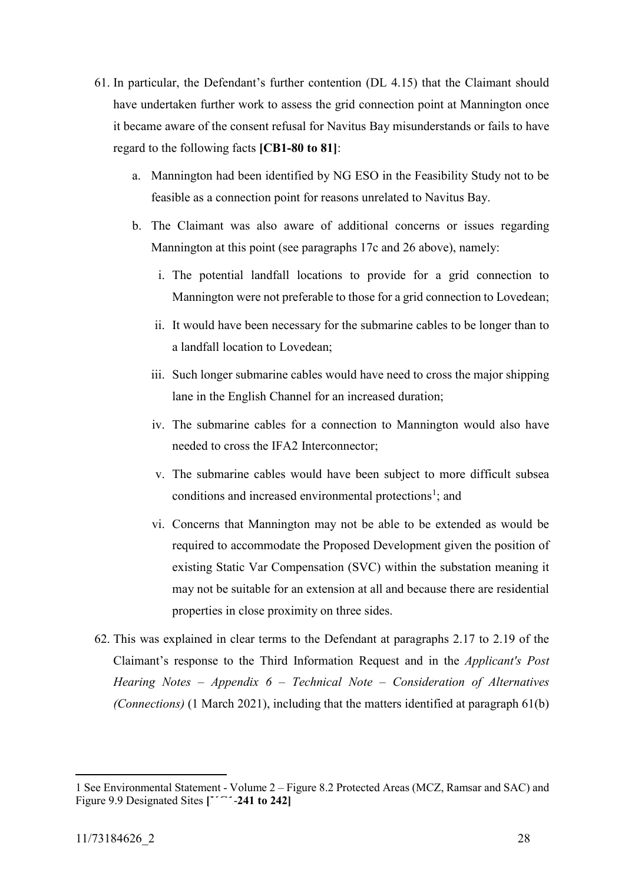61. In particular, the Defendant's further contention (DL 4.15) that the Claimant should have undertaken further work to assess the grid connection point at Mannington once it became aware of the consent refusal for Navitus Bay misunderstands or fails to have regard to the following facts **[CB1-80 to 81]**:

    a. Mannington had been identified by NG ESO in the Feasibility Study not to be feasible as a connection point for reasons unrelated to Navitus Bay.

    b. The Claimant was also aware of additional concerns or issues regarding Mannington at this point (see paragraphs 17c and 26 above), namely:

        i. The potential landfall locations to provide for a grid connection to Mannington were not preferable to those for a grid connection to Lovedean;

        ii. It would have been necessary for the submarine cables to be longer than to a landfall location to Lovedean;

        iii. Such longer submarine cables would have need to cross the major shipping lane in the English Channel for an increased duration;

        iv. The submarine cables for a connection to Mannington would also have needed to cross the IFA2 Interconnector;

        v. The submarine cables would have been subject to more difficult subsea conditions and increased environmental protections[1]; and

        vi. Concerns that Mannington may not be able to be extended as would be required to accommodate the Proposed Development given the position of existing Static Var Compensation (SVC) within the substation meaning it may not be suitable for an extension at all and because there are residential properties in close proximity on three sides.

62. This was explained in clear terms to the Defendant at paragraphs 2.17 to 2.19 of the Claimant's response to the Third Information Request and in the *Applicant's Post Hearing Notes – Appendix 6 – Technical Note – Consideration of Alternatives (Connections)* (1 March 2021), including that the matters identified at paragraph 61(b)

---

1 See Environmental Statement - Volume 2 – Figure 8.2 Protected Areas (MCZ, Ramsar and SAC) and Figure 9.9 Designated Sites **[CB1-241 to 242]**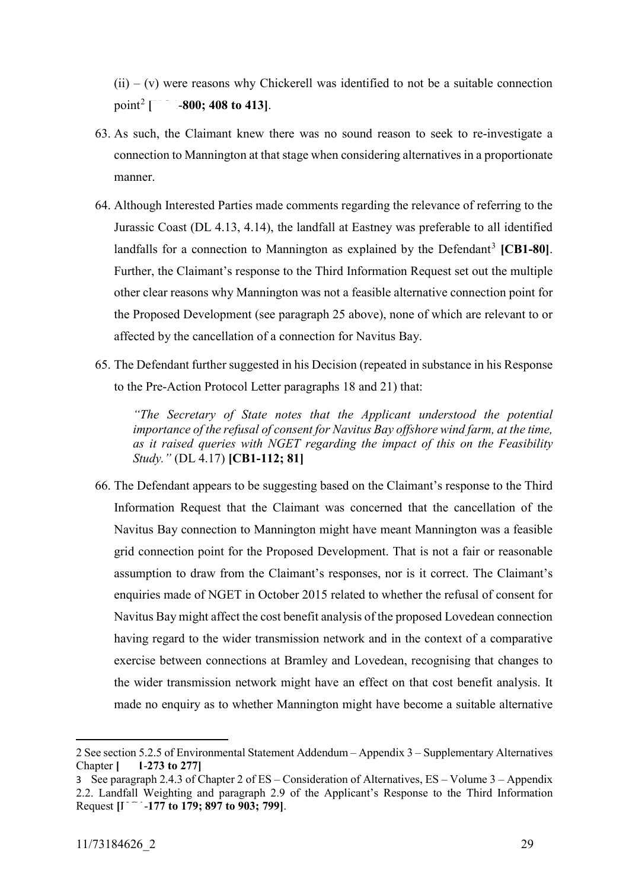(ii) – (v) were reasons why Chickerell was identified to not be a suitable connection point[2] **[ -800; 408 to 413]**.

63. As such, the Claimant knew there was no sound reason to seek to re-investigate a connection to Mannington at that stage when considering alternatives in a proportionate manner.

64. Although Interested Parties made comments regarding the relevance of referring to the Jurassic Coast (DL 4.13, 4.14), the landfall at Eastney was preferable to all identified landfalls for a connection to Mannington as explained by the Defendant[3] **[CB1-80]**. Further, the Claimant's response to the Third Information Request set out the multiple other clear reasons why Mannington was not a feasible alternative connection point for the Proposed Development (see paragraph 25 above), none of which are relevant to or affected by the cancellation of a connection for Navitus Bay.

65. The Defendant further suggested in his Decision (repeated in substance in his Response to the Pre-Action Protocol Letter paragraphs 18 and 21) that:

> *"The Secretary of State notes that the Applicant understood the potential importance of the refusal of consent for Navitus Bay offshore wind farm, at the time, as it raised queries with NGET regarding the impact of this on the Feasibility Study."* (DL 4.17) **[CB1-112; 81]**

66. The Defendant appears to be suggesting based on the Claimant's response to the Third Information Request that the Claimant was concerned that the cancellation of the Navitus Bay connection to Mannington might have meant Mannington was a feasible grid connection point for the Proposed Development. That is not a fair or reasonable assumption to draw from the Claimant's responses, nor is it correct. The Claimant's enquiries made of NGET in October 2015 related to whether the refusal of consent for Navitus Bay might affect the cost benefit analysis of the proposed Lovedean connection having regard to the wider transmission network and in the context of a comparative exercise between connections at Bramley and Lovedean, recognising that changes to the wider transmission network might have an effect on that cost benefit analysis. It made no enquiry as to whether Mannington might have become a suitable alternative

---

2 See section 5.2.5 of Environmental Statement Addendum – Appendix 3 – Supplementary Alternatives Chapter **[ 1-273 to 277]**

3 See paragraph 2.4.3 of Chapter 2 of ES – Consideration of Alternatives, ES – Volume 3 – Appendix 2.2. Landfall Weighting and paragraph 2.9 of the Applicant's Response to the Third Information Request **[ -177 to 179; 897 to 903; 799]**.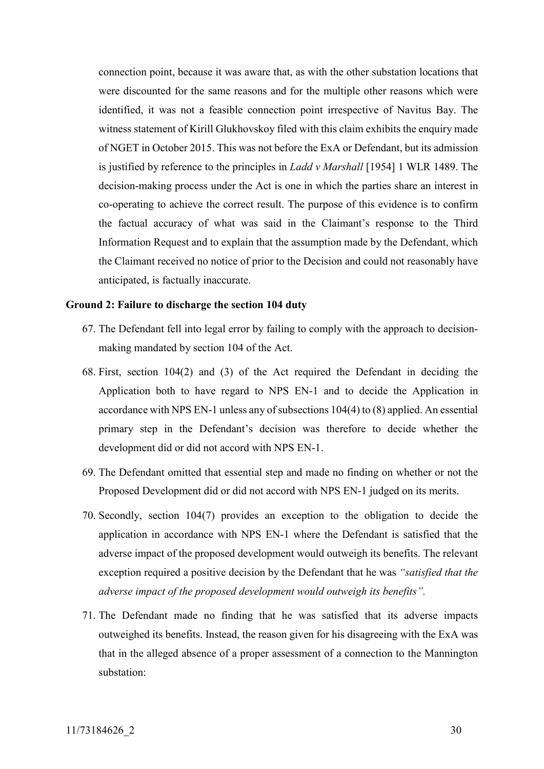connection point, because it was aware that, as with the other substation locations that were discounted for the same reasons and for the multiple other reasons which were identified, it was not a feasible connection point irrespective of Navitus Bay. The witness statement of Kirill Glukhovskoy filed with this claim exhibits the enquiry made of NGET in October 2015. This was not before the ExA or Defendant, but its admission is justified by reference to the principles in *Ladd v Marshall* [1954] 1 WLR 1489. The decision-making process under the Act is one in which the parties share an interest in co-operating to achieve the correct result. The purpose of this evidence is to confirm the factual accuracy of what was said in the Claimant's response to the Third Information Request and to explain that the assumption made by the Defendant, which the Claimant received no notice of prior to the Decision and could not reasonably have anticipated, is factually inaccurate.

**Ground 2: Failure to discharge the section 104 duty**

67. The Defendant fell into legal error by failing to comply with the approach to decision-making mandated by section 104 of the Act.

68. First, section 104(2) and (3) of the Act required the Defendant in deciding the Application both to have regard to NPS EN-1 and to decide the Application in accordance with NPS EN-1 unless any of subsections 104(4) to (8) applied. An essential primary step in the Defendant's decision was therefore to decide whether the development did or did not accord with NPS EN-1.

69. The Defendant omitted that essential step and made no finding on whether or not the Proposed Development did or did not accord with NPS EN-1 judged on its merits.

70. Secondly, section 104(7) provides an exception to the obligation to decide the application in accordance with NPS EN-1 where the Defendant is satisfied that the adverse impact of the proposed development would outweigh its benefits. The relevant exception required a positive decision by the Defendant that he was *"satisfied that the adverse impact of the proposed development would outweigh its benefits".*

71. The Defendant made no finding that he was satisfied that its adverse impacts outweighed its benefits. Instead, the reason given for his disagreeing with the ExA was that in the alleged absence of a proper assessment of a connection to the Mannington substation: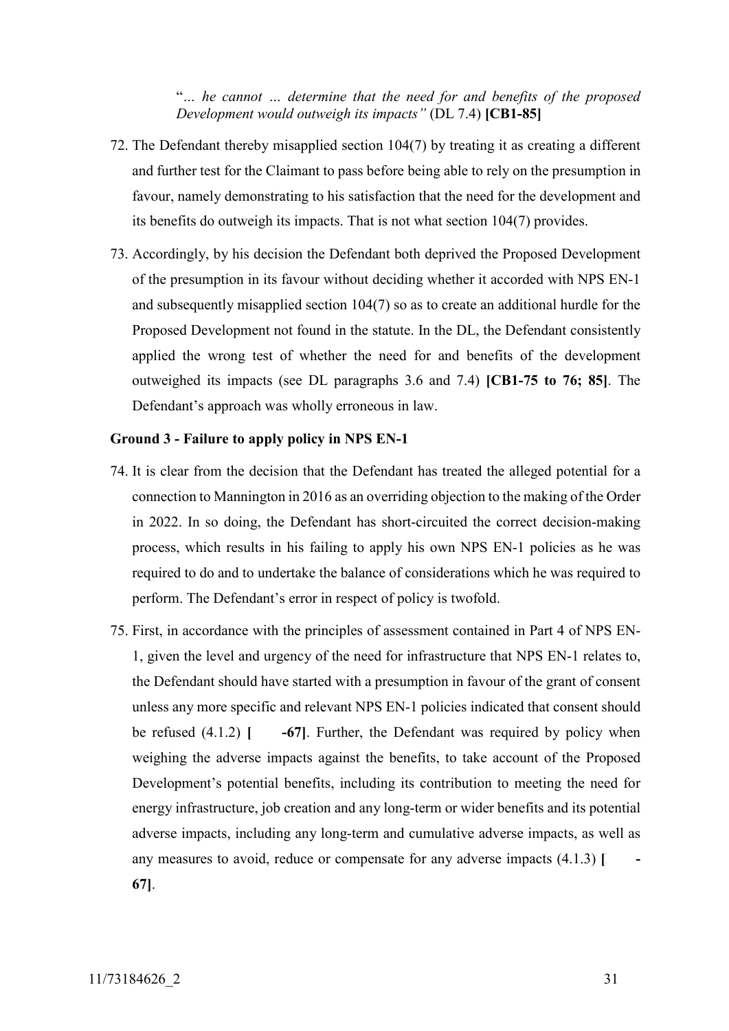"*… he cannot … determine that the need for and benefits of the proposed Development would outweigh its impacts"* (DL 7.4) **[CB1-85]**

72. The Defendant thereby misapplied section 104(7) by treating it as creating a different and further test for the Claimant to pass before being able to rely on the presumption in favour, namely demonstrating to his satisfaction that the need for the development and its benefits do outweigh its impacts. That is not what section 104(7) provides.

73. Accordingly, by his decision the Defendant both deprived the Proposed Development of the presumption in its favour without deciding whether it accorded with NPS EN-1 and subsequently misapplied section 104(7) so as to create an additional hurdle for the Proposed Development not found in the statute. In the DL, the Defendant consistently applied the wrong test of whether the need for and benefits of the development outweighed its impacts (see DL paragraphs 3.6 and 7.4) **[CB1-75 to 76; 85]**. The Defendant's approach was wholly erroneous in law.

**Ground 3 - Failure to apply policy in NPS EN-1**

74. It is clear from the decision that the Defendant has treated the alleged potential for a connection to Mannington in 2016 as an overriding objection to the making of the Order in 2022. In so doing, the Defendant has short-circuited the correct decision-making process, which results in his failing to apply his own NPS EN-1 policies as he was required to do and to undertake the balance of considerations which he was required to perform. The Defendant's error in respect of policy is twofold.

75. First, in accordance with the principles of assessment contained in Part 4 of NPS EN-1, given the level and urgency of the need for infrastructure that NPS EN-1 relates to, the Defendant should have started with a presumption in favour of the grant of consent unless any more specific and relevant NPS EN-1 policies indicated that consent should be refused (4.1.2) **[ -67]**. Further, the Defendant was required by policy when weighing the adverse impacts against the benefits, to take account of the Proposed Development's potential benefits, including its contribution to meeting the need for energy infrastructure, job creation and any long-term or wider benefits and its potential adverse impacts, including any long-term and cumulative adverse impacts, as well as any measures to avoid, reduce or compensate for any adverse impacts (4.1.3) **[ -67]**.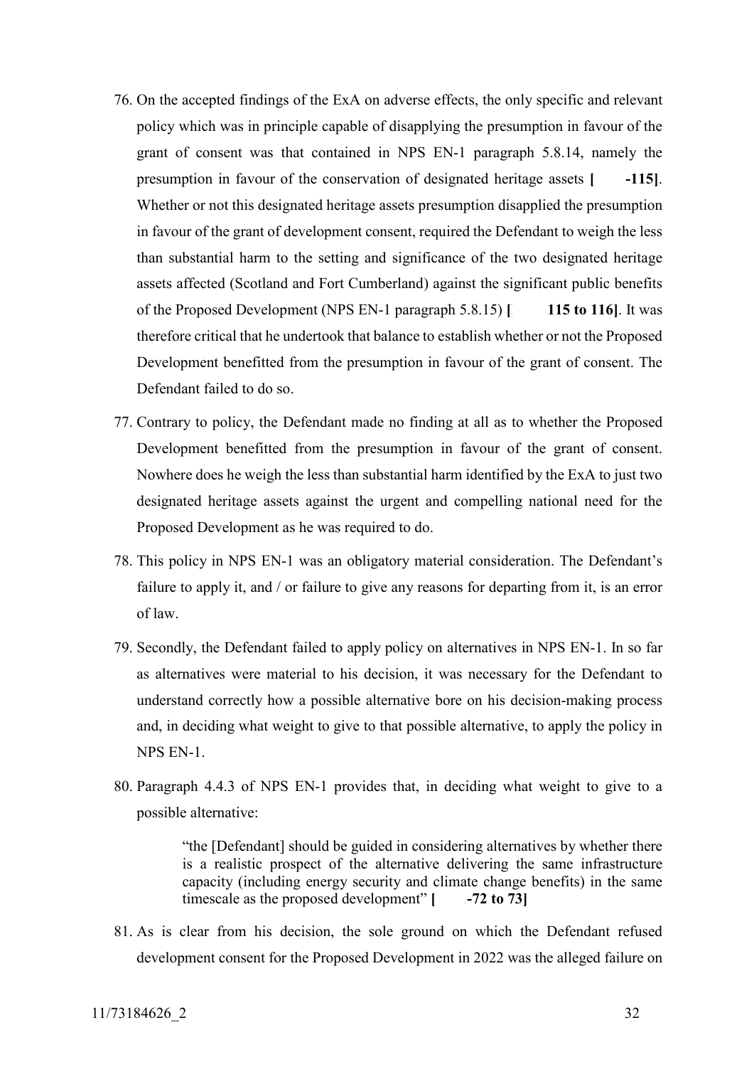76. On the accepted findings of the ExA on adverse effects, the only specific and relevant policy which was in principle capable of disapplying the presumption in favour of the grant of consent was that contained in NPS EN-1 paragraph 5.8.14, namely the presumption in favour of the conservation of designated heritage assets **[ -115]**. Whether or not this designated heritage assets presumption disapplied the presumption in favour of the grant of development consent, required the Defendant to weigh the less than substantial harm to the setting and significance of the two designated heritage assets affected (Scotland and Fort Cumberland) against the significant public benefits of the Proposed Development (NPS EN-1 paragraph 5.8.15) **[ 115 to 116]**. It was therefore critical that he undertook that balance to establish whether or not the Proposed Development benefitted from the presumption in favour of the grant of consent. The Defendant failed to do so.

77. Contrary to policy, the Defendant made no finding at all as to whether the Proposed Development benefitted from the presumption in favour of the grant of consent. Nowhere does he weigh the less than substantial harm identified by the ExA to just two designated heritage assets against the urgent and compelling national need for the Proposed Development as he was required to do.

78. This policy in NPS EN-1 was an obligatory material consideration. The Defendant's failure to apply it, and / or failure to give any reasons for departing from it, is an error of law.

79. Secondly, the Defendant failed to apply policy on alternatives in NPS EN-1. In so far as alternatives were material to his decision, it was necessary for the Defendant to understand correctly how a possible alternative bore on his decision-making process and, in deciding what weight to give to that possible alternative, to apply the policy in NPS EN-1.

80. Paragraph 4.4.3 of NPS EN-1 provides that, in deciding what weight to give to a possible alternative:

    > "the [Defendant] should be guided in considering alternatives by whether there is a realistic prospect of the alternative delivering the same infrastructure capacity (including energy security and climate change benefits) in the same timescale as the proposed development" **[ -72 to 73]**

81. As is clear from his decision, the sole ground on which the Defendant refused development consent for the Proposed Development in 2022 was the alleged failure on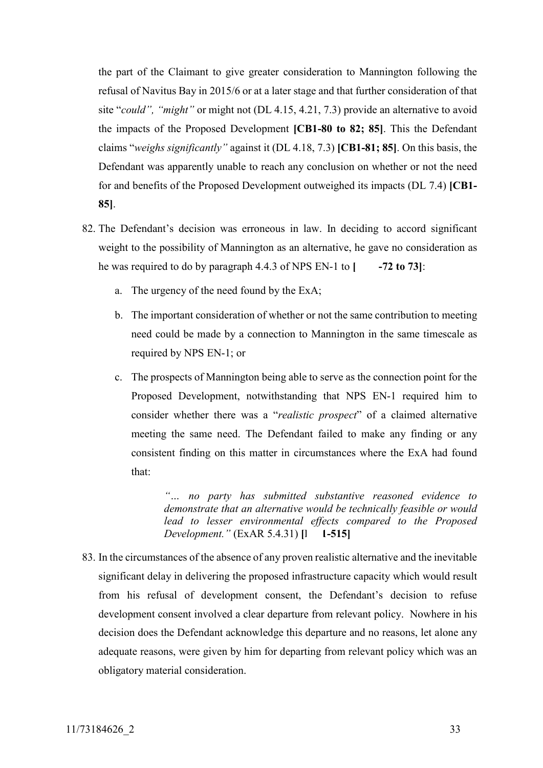the part of the Claimant to give greater consideration to Mannington following the refusal of Navitus Bay in 2015/6 or at a later stage and that further consideration of that site "*could", "might"* or might not (DL 4.15, 4.21, 7.3) provide an alternative to avoid the impacts of the Proposed Development **[CB1-80 to 82; 85]**. This the Defendant claims "*weighs significantly"* against it (DL 4.18, 7.3) **[CB1-81; 85]**. On this basis, the Defendant was apparently unable to reach any conclusion on whether or not the need for and benefits of the Proposed Development outweighed its impacts (DL 7.4) **[CB1-85]**.

82. The Defendant's decision was erroneous in law. In deciding to accord significant weight to the possibility of Mannington as an alternative, he gave no consideration as he was required to do by paragraph 4.4.3 of NPS EN-1 to **[ -72 to 73]**:

    a. The urgency of the need found by the ExA;

    b. The important consideration of whether or not the same contribution to meeting need could be made by a connection to Mannington in the same timescale as required by NPS EN-1; or

    c. The prospects of Mannington being able to serve as the connection point for the Proposed Development, notwithstanding that NPS EN-1 required him to consider whether there was a "*realistic prospect*" of a claimed alternative meeting the same need. The Defendant failed to make any finding or any consistent finding on this matter in circumstances where the ExA had found that:

    > *"… no party has submitted substantive reasoned evidence to demonstrate that an alternative would be technically feasible or would lead to lesser environmental effects compared to the Proposed Development."* (ExAR 5.4.31) **[I 1-515]**

83. In the circumstances of the absence of any proven realistic alternative and the inevitable significant delay in delivering the proposed infrastructure capacity which would result from his refusal of development consent, the Defendant's decision to refuse development consent involved a clear departure from relevant policy. Nowhere in his decision does the Defendant acknowledge this departure and no reasons, let alone any adequate reasons, were given by him for departing from relevant policy which was an obligatory material consideration.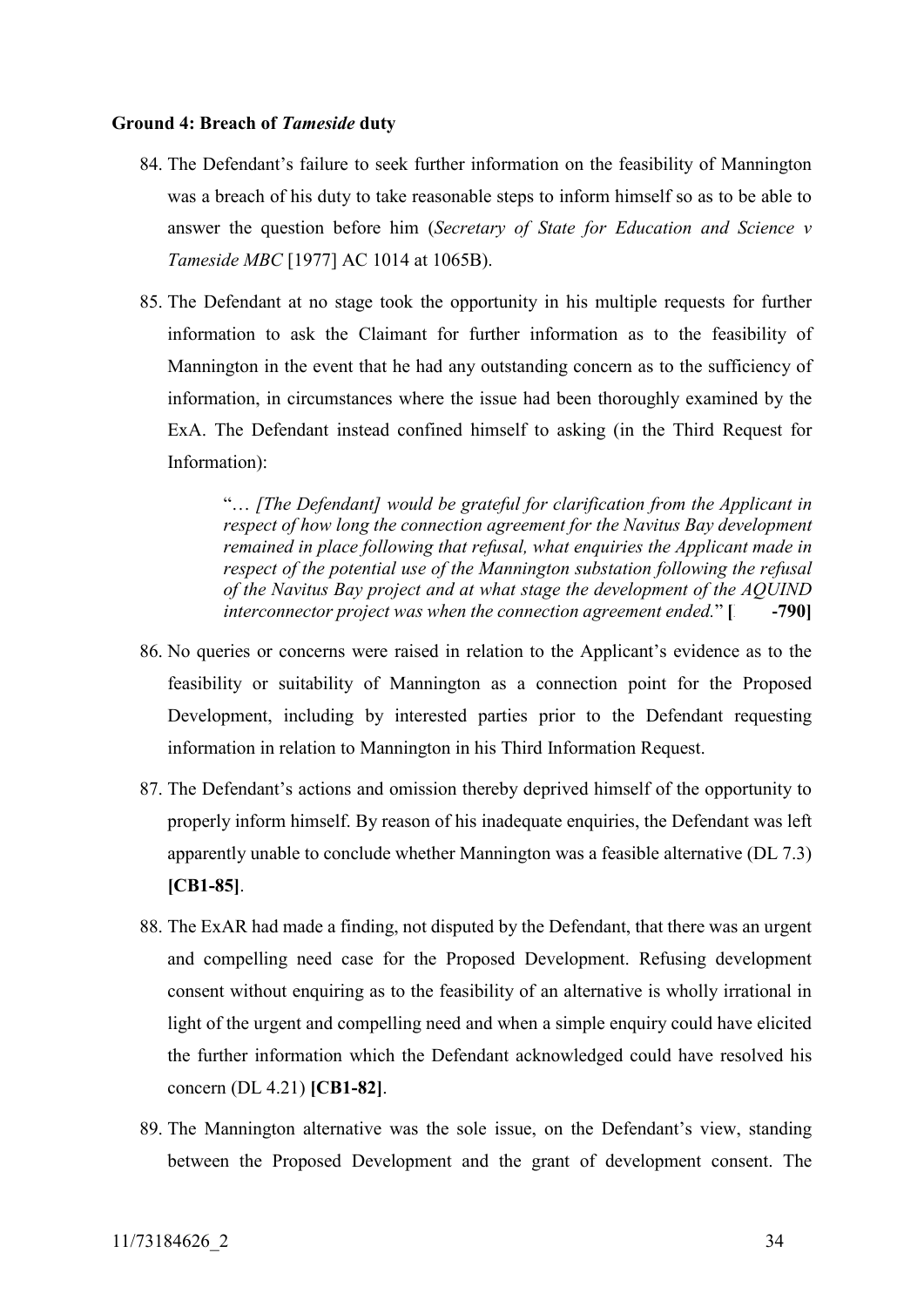**Ground 4: Breach of *Tameside* duty**

84. The Defendant's failure to seek further information on the feasibility of Mannington was a breach of his duty to take reasonable steps to inform himself so as to be able to answer the question before him (*Secretary of State for Education and Science v Tameside MBC* [1977] AC 1014 at 1065B).

85. The Defendant at no stage took the opportunity in his multiple requests for further information to ask the Claimant for further information as to the feasibility of Mannington in the event that he had any outstanding concern as to the sufficiency of information, in circumstances where the issue had been thoroughly examined by the ExA. The Defendant instead confined himself to asking (in the Third Request for Information):

   "… *[The Defendant] would be grateful for clarification from the Applicant in respect of how long the connection agreement for the Navitus Bay development remained in place following that refusal, what enquiries the Applicant made in respect of the potential use of the Mannington substation following the refusal of the Navitus Bay project and at what stage the development of the AQUIND interconnector project was when the connection agreement ended.*" **[ -790]**

86. No queries or concerns were raised in relation to the Applicant's evidence as to the feasibility or suitability of Mannington as a connection point for the Proposed Development, including by interested parties prior to the Defendant requesting information in relation to Mannington in his Third Information Request.

87. The Defendant's actions and omission thereby deprived himself of the opportunity to properly inform himself. By reason of his inadequate enquiries, the Defendant was left apparently unable to conclude whether Mannington was a feasible alternative (DL 7.3) **[CB1-85]**.

88. The ExAR had made a finding, not disputed by the Defendant, that there was an urgent and compelling need case for the Proposed Development. Refusing development consent without enquiring as to the feasibility of an alternative is wholly irrational in light of the urgent and compelling need and when a simple enquiry could have elicited the further information which the Defendant acknowledged could have resolved his concern (DL 4.21) **[CB1-82]**.

89. The Mannington alternative was the sole issue, on the Defendant's view, standing between the Proposed Development and the grant of development consent. The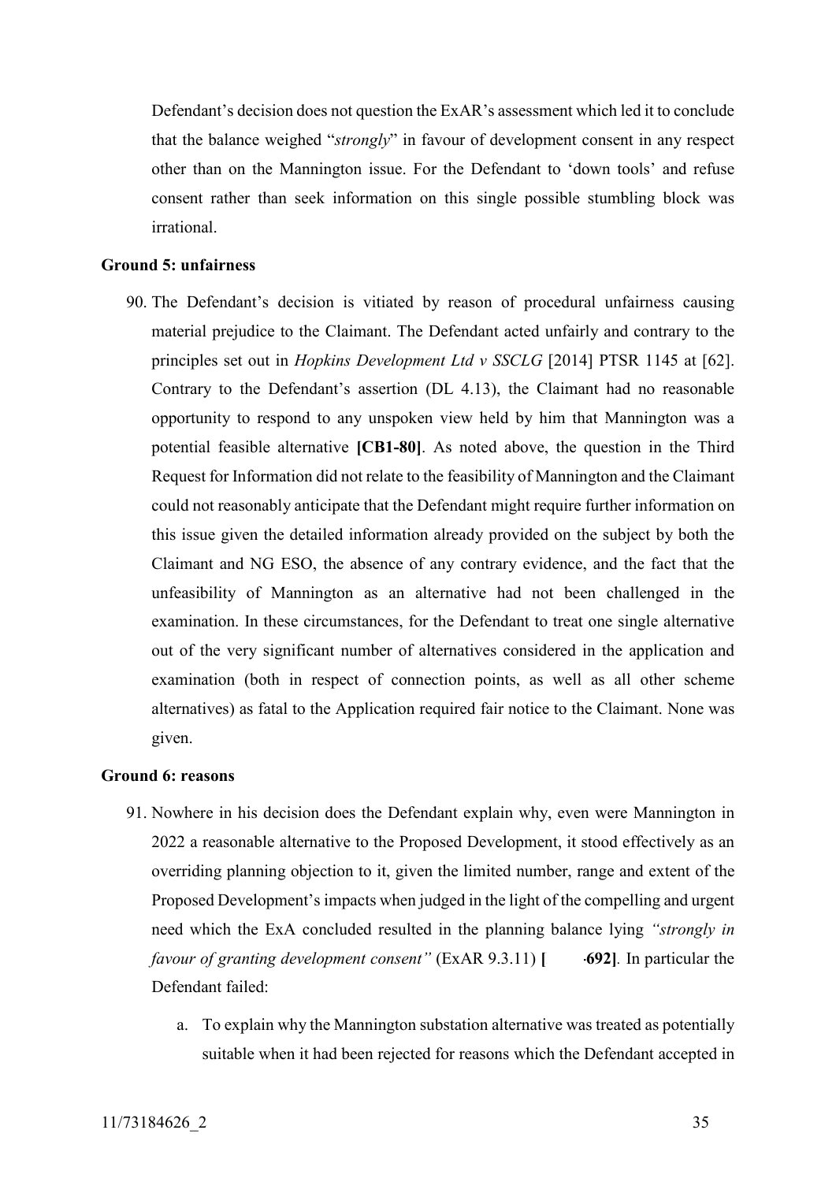Defendant's decision does not question the ExAR's assessment which led it to conclude that the balance weighed "*strongly*" in favour of development consent in any respect other than on the Mannington issue. For the Defendant to 'down tools' and refuse consent rather than seek information on this single possible stumbling block was irrational.

**Ground 5: unfairness**

90. The Defendant's decision is vitiated by reason of procedural unfairness causing material prejudice to the Claimant. The Defendant acted unfairly and contrary to the principles set out in *Hopkins Development Ltd v SSCLG* [2014] PTSR 1145 at [62]. Contrary to the Defendant's assertion (DL 4.13), the Claimant had no reasonable opportunity to respond to any unspoken view held by him that Mannington was a potential feasible alternative **[CB1-80]**. As noted above, the question in the Third Request for Information did not relate to the feasibility of Mannington and the Claimant could not reasonably anticipate that the Defendant might require further information on this issue given the detailed information already provided on the subject by both the Claimant and NG ESO, the absence of any contrary evidence, and the fact that the unfeasibility of Mannington as an alternative had not been challenged in the examination. In these circumstances, for the Defendant to treat one single alternative out of the very significant number of alternatives considered in the application and examination (both in respect of connection points, as well as all other scheme alternatives) as fatal to the Application required fair notice to the Claimant. None was given.

**Ground 6: reasons**

91. Nowhere in his decision does the Defendant explain why, even were Mannington in 2022 a reasonable alternative to the Proposed Development, it stood effectively as an overriding planning objection to it, given the limited number, range and extent of the Proposed Development's impacts when judged in the light of the compelling and urgent need which the ExA concluded resulted in the planning balance lying *"strongly in favour of granting development consent"* (ExAR 9.3.11) **[ -692]**. In particular the Defendant failed:

    a. To explain why the Mannington substation alternative was treated as potentially suitable when it had been rejected for reasons which the Defendant accepted in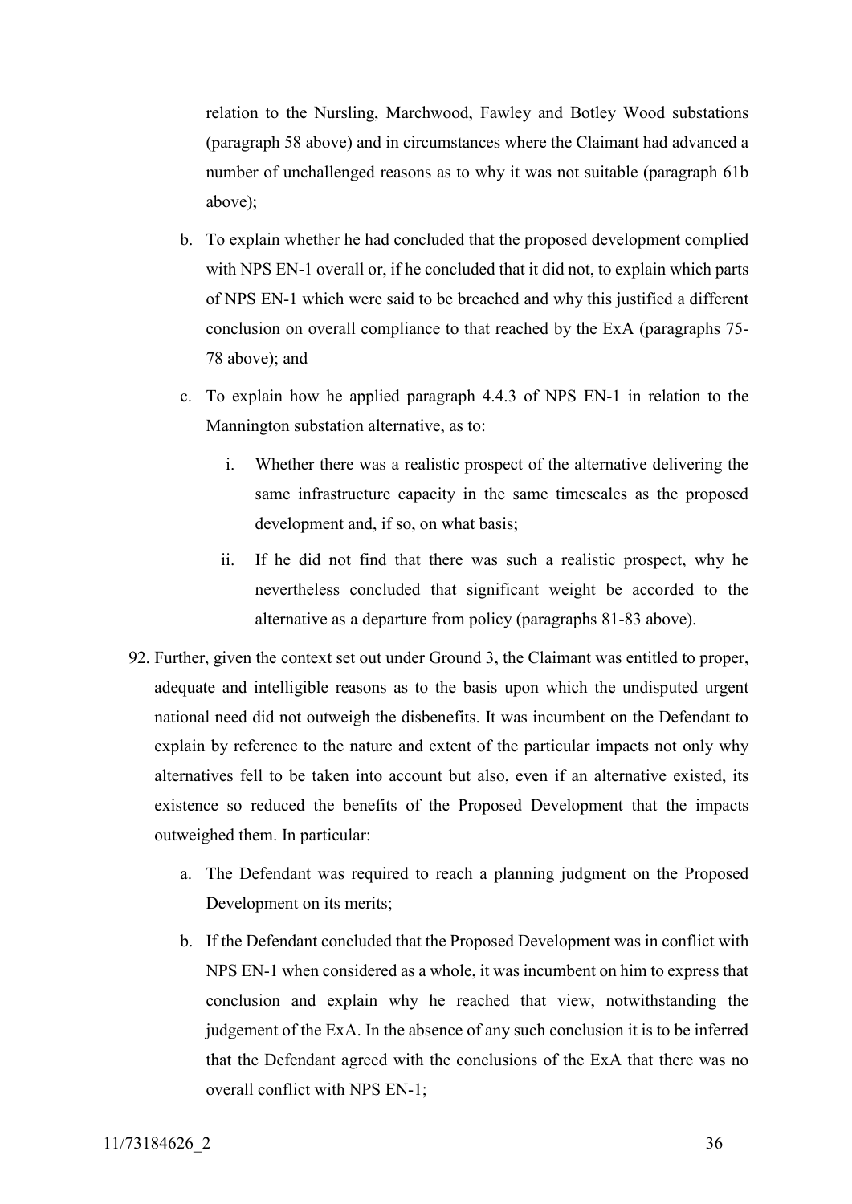relation to the Nursling, Marchwood, Fawley and Botley Wood substations (paragraph 58 above) and in circumstances where the Claimant had advanced a number of unchallenged reasons as to why it was not suitable (paragraph 61b above);

b. To explain whether he had concluded that the proposed development complied with NPS EN-1 overall or, if he concluded that it did not, to explain which parts of NPS EN-1 which were said to be breached and why this justified a different conclusion on overall compliance to that reached by the ExA (paragraphs 75-78 above); and

c. To explain how he applied paragraph 4.4.3 of NPS EN-1 in relation to the Mannington substation alternative, as to:

   i. Whether there was a realistic prospect of the alternative delivering the same infrastructure capacity in the same timescales as the proposed development and, if so, on what basis;

   ii. If he did not find that there was such a realistic prospect, why he nevertheless concluded that significant weight be accorded to the alternative as a departure from policy (paragraphs 81-83 above).

92. Further, given the context set out under Ground 3, the Claimant was entitled to proper, adequate and intelligible reasons as to the basis upon which the undisputed urgent national need did not outweigh the disbenefits. It was incumbent on the Defendant to explain by reference to the nature and extent of the particular impacts not only why alternatives fell to be taken into account but also, even if an alternative existed, its existence so reduced the benefits of the Proposed Development that the impacts outweighed them. In particular:

   a. The Defendant was required to reach a planning judgment on the Proposed Development on its merits;

   b. If the Defendant concluded that the Proposed Development was in conflict with NPS EN-1 when considered as a whole, it was incumbent on him to express that conclusion and explain why he reached that view, notwithstanding the judgement of the ExA. In the absence of any such conclusion it is to be inferred that the Defendant agreed with the conclusions of the ExA that there was no overall conflict with NPS EN-1;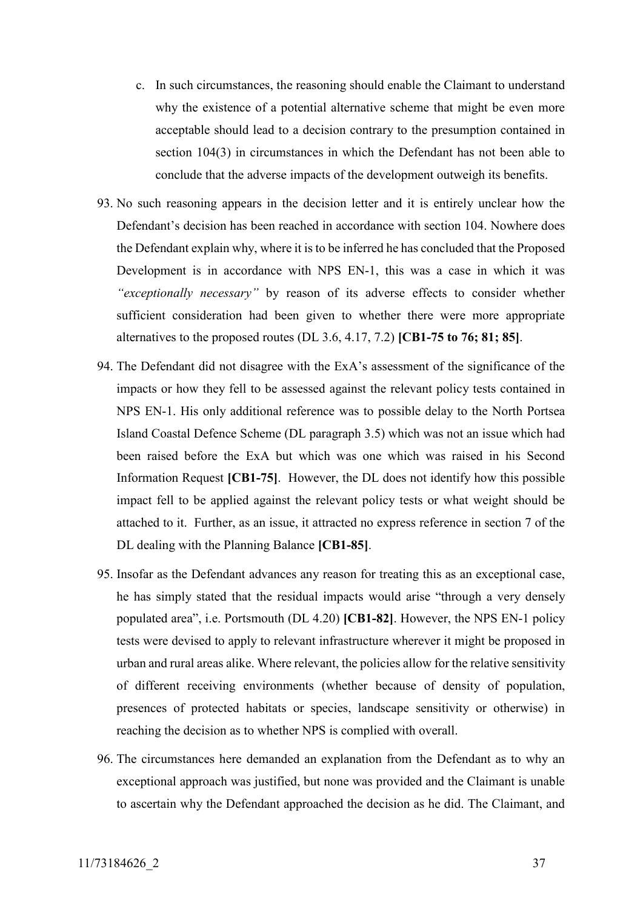c. In such circumstances, the reasoning should enable the Claimant to understand why the existence of a potential alternative scheme that might be even more acceptable should lead to a decision contrary to the presumption contained in section 104(3) in circumstances in which the Defendant has not been able to conclude that the adverse impacts of the development outweigh its benefits.

93. No such reasoning appears in the decision letter and it is entirely unclear how the Defendant's decision has been reached in accordance with section 104. Nowhere does the Defendant explain why, where it is to be inferred he has concluded that the Proposed Development is in accordance with NPS EN-1, this was a case in which it was *"exceptionally necessary"* by reason of its adverse effects to consider whether sufficient consideration had been given to whether there were more appropriate alternatives to the proposed routes (DL 3.6, 4.17, 7.2) **[CB1-75 to 76; 81; 85]**.

94. The Defendant did not disagree with the ExA's assessment of the significance of the impacts or how they fell to be assessed against the relevant policy tests contained in NPS EN-1. His only additional reference was to possible delay to the North Portsea Island Coastal Defence Scheme (DL paragraph 3.5) which was not an issue which had been raised before the ExA but which was one which was raised in his Second Information Request **[CB1-75]**. However, the DL does not identify how this possible impact fell to be applied against the relevant policy tests or what weight should be attached to it. Further, as an issue, it attracted no express reference in section 7 of the DL dealing with the Planning Balance **[CB1-85]**.

95. Insofar as the Defendant advances any reason for treating this as an exceptional case, he has simply stated that the residual impacts would arise "through a very densely populated area", i.e. Portsmouth (DL 4.20) **[CB1-82]**. However, the NPS EN-1 policy tests were devised to apply to relevant infrastructure wherever it might be proposed in urban and rural areas alike. Where relevant, the policies allow for the relative sensitivity of different receiving environments (whether because of density of population, presences of protected habitats or species, landscape sensitivity or otherwise) in reaching the decision as to whether NPS is complied with overall.

96. The circumstances here demanded an explanation from the Defendant as to why an exceptional approach was justified, but none was provided and the Claimant is unable to ascertain why the Defendant approached the decision as he did. The Claimant, and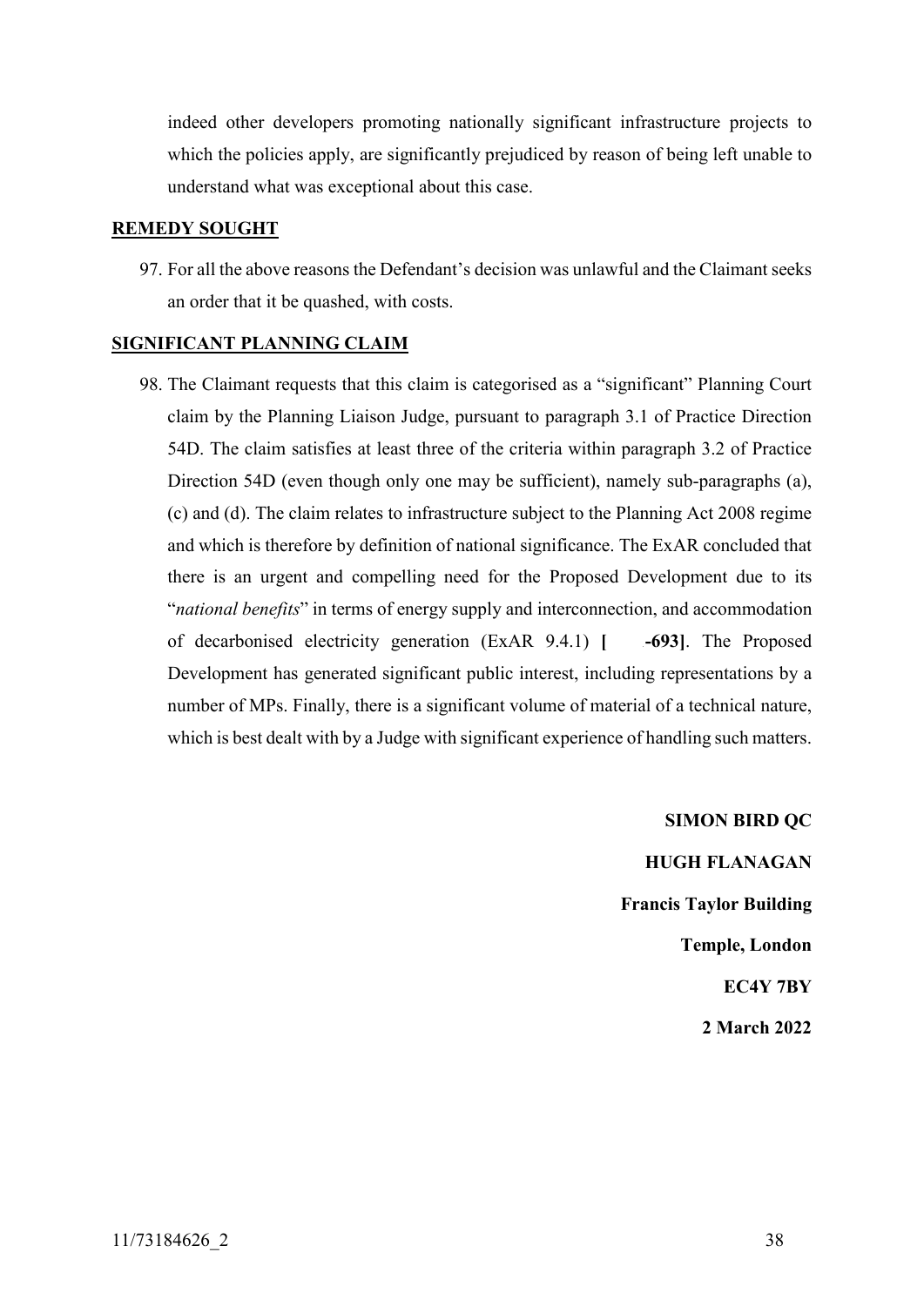indeed other developers promoting nationally significant infrastructure projects to which the policies apply, are significantly prejudiced by reason of being left unable to understand what was exceptional about this case.

## REMEDY SOUGHT

97. For all the above reasons the Defendant's decision was unlawful and the Claimant seeks an order that it be quashed, with costs.

## SIGNIFICANT PLANNING CLAIM

98. The Claimant requests that this claim is categorised as a "significant" Planning Court claim by the Planning Liaison Judge, pursuant to paragraph 3.1 of Practice Direction 54D. The claim satisfies at least three of the criteria within paragraph 3.2 of Practice Direction 54D (even though only one may be sufficient), namely sub-paragraphs (a), (c) and (d). The claim relates to infrastructure subject to the Planning Act 2008 regime and which is therefore by definition of national significance. The ExAR concluded that there is an urgent and compelling need for the Proposed Development due to its "*national benefits*" in terms of energy supply and interconnection, and accommodation of decarbonised electricity generation (ExAR 9.4.1) **[ -693]**. The Proposed Development has generated significant public interest, including representations by a number of MPs. Finally, there is a significant volume of material of a technical nature, which is best dealt with by a Judge with significant experience of handling such matters.

**SIMON BIRD QC**

**HUGH FLANAGAN**

**Francis Taylor Building**

**Temple, London**

**EC4Y 7BY**

**2 March 2022**

11/73184626_2